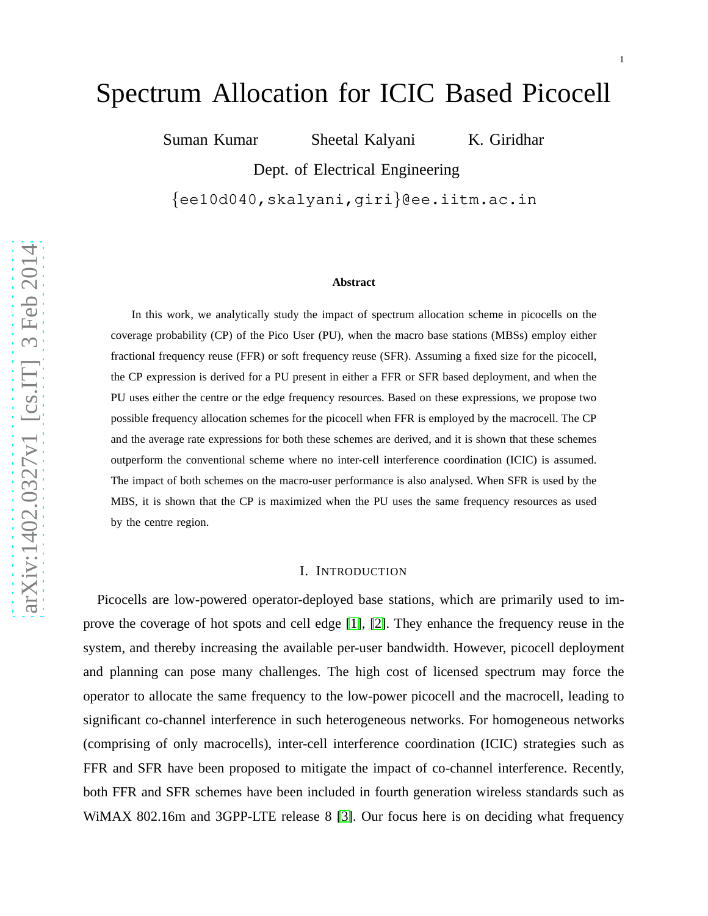# Spectrum Allocation for ICIC Based Picocell

Suman Kumar Sheetal Kalyani K. Giridhar

Dept. of Electrical Engineering

{ee10d040,skalyani,giri}@ee.iitm.ac.in

### Abstract

In this work, we analytically study the impact of spectrum allocation scheme in picocells on the coverage probability (CP) of the Pico User (PU), when the macro base stations (MBSs) employ either fractional frequency reuse (FFR) or soft frequency reuse (SFR). Assuming a fixed size for the picocell, the CP expression is derived for a PU present in either a FFR or SFR based deployment, and when the PU uses either the centre or the edge frequency resources. Based on these expressions, we propose two possible frequency allocation schemes for the picocell when FFR is employed by the macrocell. The CP and the average rate expressions for both these schemes are derived, and it is shown that these schemes outperform the conventional scheme where no inter-cell interference coordination (ICIC) is assumed. The impact of both schemes on the macro-user performance is also analysed. When SFR is used by the MBS, it is shown that the CP is maximized when the PU uses the same frequency resources as used by the centre region.

## I. Introduction

Picocells are low-powered operator-deployed base stations, which are primarily used to improve the coverage of hot spots and cell edge [1], [2]. They enhance the frequency reuse in the system, and thereby increasing the available per-user bandwidth. However, picocell deployment and planning can pose many challenges. The high cost of licensed spectrum may force the operator to allocate the same frequency to the low-power picocell and the macrocell, leading to significant co-channel interference in such heterogeneous networks. For homogeneous networks (comprising of only macrocells), inter-cell interference coordination (ICIC) strategies such as FFR and SFR have been proposed to mitigate the impact of co-channel interference. Recently, both FFR and SFR schemes have been included in fourth generation wireless standards such as WiMAX 802.16m and 3GPP-LTE release 8 [3]. Our focus here is on deciding what frequency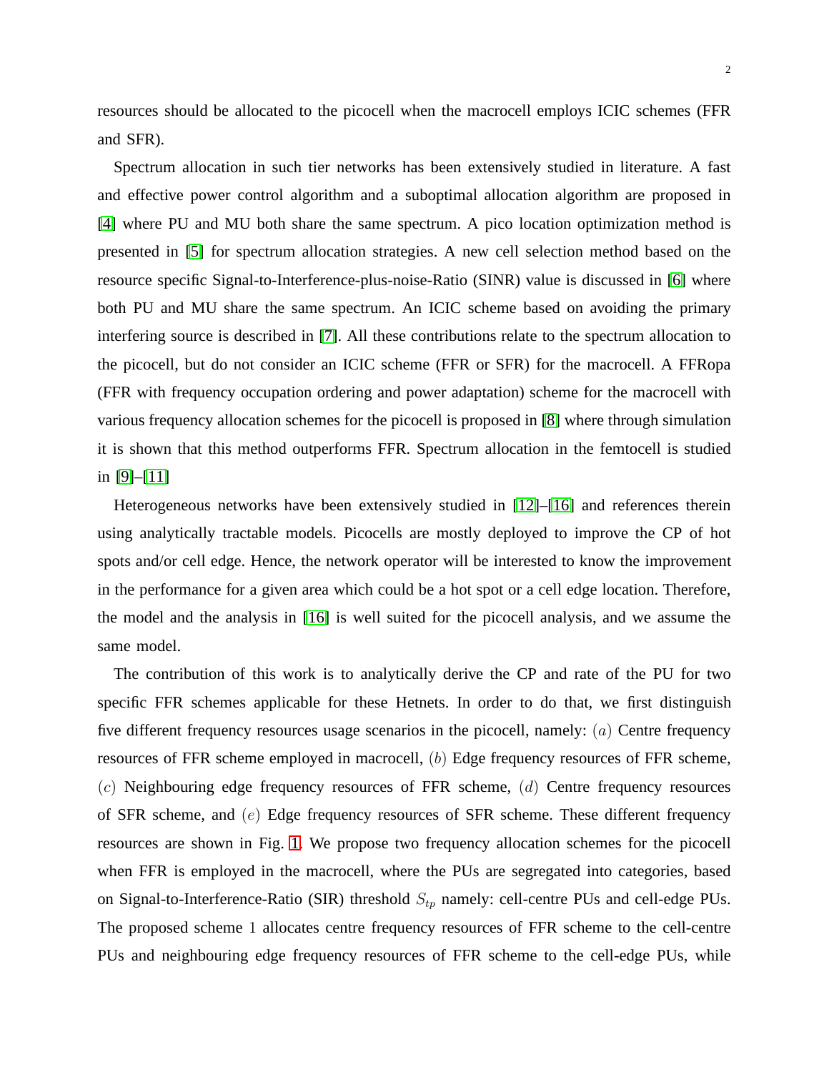resources should be allocated to the picocell when the macrocell employs ICIC schemes (FFR and SFR).

Spectrum allocation in such tier networks has been extensively studied in literature. A fast and effective power control algorithm and a suboptimal allocation algorithm are proposed in [4] where PU and MU both share the same spectrum. A pico location optimization method is presented in [5] for spectrum allocation strategies. A new cell selection method based on the resource specific Signal-to-Interference-plus-noise-Ratio (SINR) value is discussed in [6] where both PU and MU share the same spectrum. An ICIC scheme based on avoiding the primary interfering source is described in [7]. All these contributions relate to the spectrum allocation to the picocell, but do not consider an ICIC scheme (FFR or SFR) for the macrocell. A FFRopa (FFR with frequency occupation ordering and power adaptation) scheme for the macrocell with various frequency allocation schemes for the picocell is proposed in [8] where through simulation it is shown that this method outperforms FFR. Spectrum allocation in the femtocell is studied in [9]–[11]

Heterogeneous networks have been extensively studied in [12]–[16] and references therein using analytically tractable models. Picocells are mostly deployed to improve the CP of hot spots and/or cell edge. Hence, the network operator will be interested to know the improvement in the performance for a given area which could be a hot spot or a cell edge location. Therefore, the model and the analysis in [16] is well suited for the picocell analysis, and we assume the same model.

The contribution of this work is to analytically derive the CP and rate of the PU for two specific FFR schemes applicable for these Hetnets. In order to do that, we first distinguish five different frequency resources usage scenarios in the picocell, namely: $(a)$ Centre frequency resources of FFR scheme employed in macrocell, $(b)$ Edge frequency resources of FFR scheme, $(c)$ Neighbouring edge frequency resources of FFR scheme, $(d)$ Centre frequency resources of SFR scheme, and $(e)$ Edge frequency resources of SFR scheme. These different frequency resources are shown in Fig. 1. We propose two frequency allocation schemes for the picocell when FFR is employed in the macrocell, where the PUs are segregated into categories, based on Signal-to-Interference-Ratio (SIR) threshold $S_{tp}$ namely: cell-centre PUs and cell-edge PUs. The proposed scheme $1$ allocates centre frequency resources of FFR scheme to the cell-centre PUs and neighbouring edge frequency resources of FFR scheme to the cell-edge PUs, while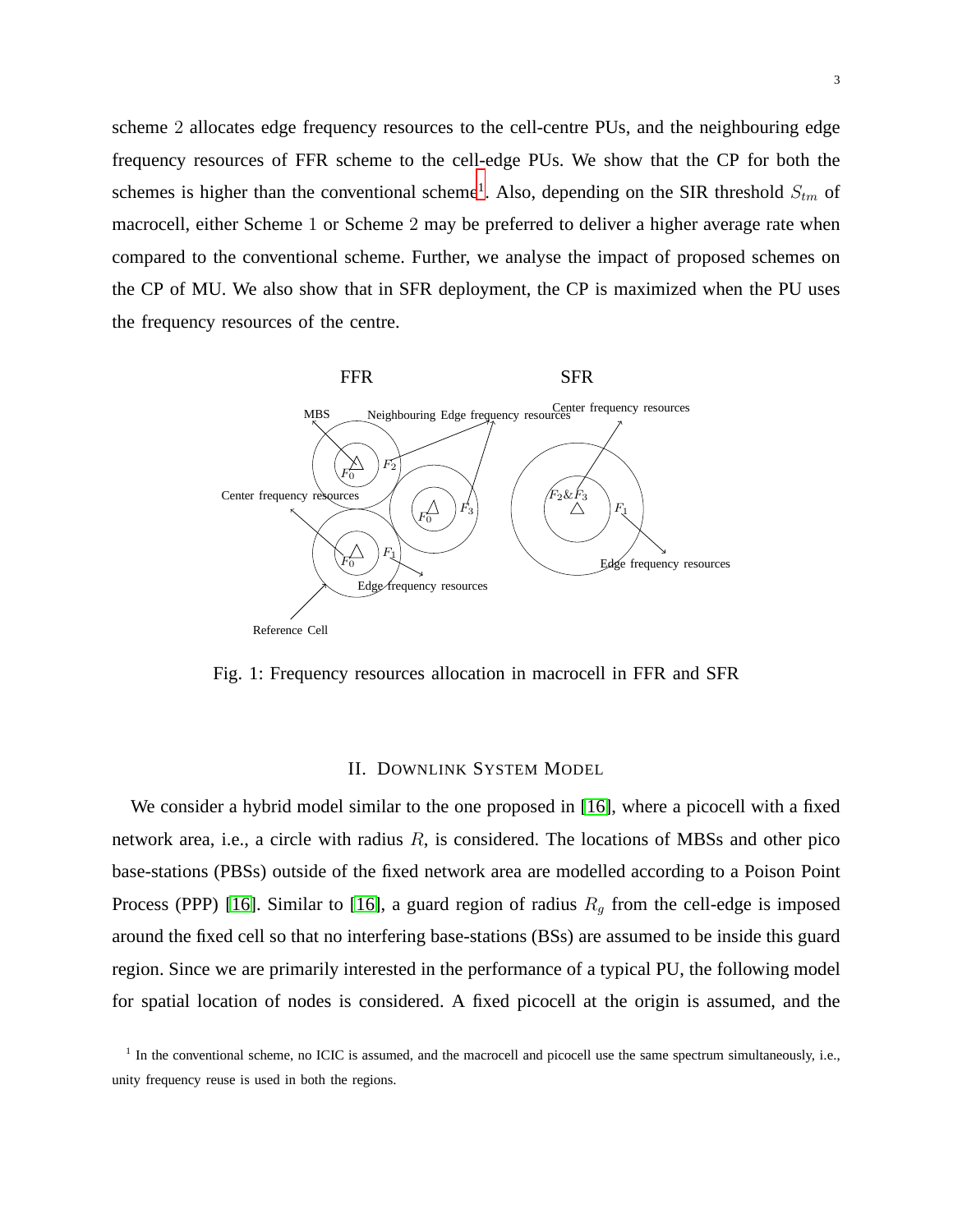scheme 2 allocates edge frequency resources to the cell-centre PUs, and the neighbouring edge frequency resources of FFR scheme to the cell-edge PUs. We show that the CP for both the schemes is higher than the conventional scheme[1]. Also, depending on the SIR threshold $S_{tm}$ of macrocell, either Scheme 1 or Scheme 2 may be preferred to deliver a higher average rate when compared to the conventional scheme. Further, we analyse the impact of proposed schemes on the CP of MU. We also show that in SFR deployment, the CP is maximized when the PU uses the frequency resources of the centre.

Fig. 1: Frequency resources allocation in macrocell in FFR and SFR

## II. Downlink System Model

We consider a hybrid model similar to the one proposed in [16], where a picocell with a fixed network area, i.e., a circle with radius $R$, is considered. The locations of MBSs and other pico base-stations (PBSs) outside of the fixed network area are modelled according to a Poison Point Process (PPP) [16]. Similar to [16], a guard region of radius $R_g$ from the cell-edge is imposed around the fixed cell so that no interfering base-stations (BSs) are assumed to be inside this guard region. Since we are primarily interested in the performance of a typical PU, the following model for spatial location of nodes is considered. A fixed picocell at the origin is assumed, and the

[1] In the conventional scheme, no ICIC is assumed, and the macrocell and picocell use the same spectrum simultaneously, i.e., unity frequency reuse is used in both the regions.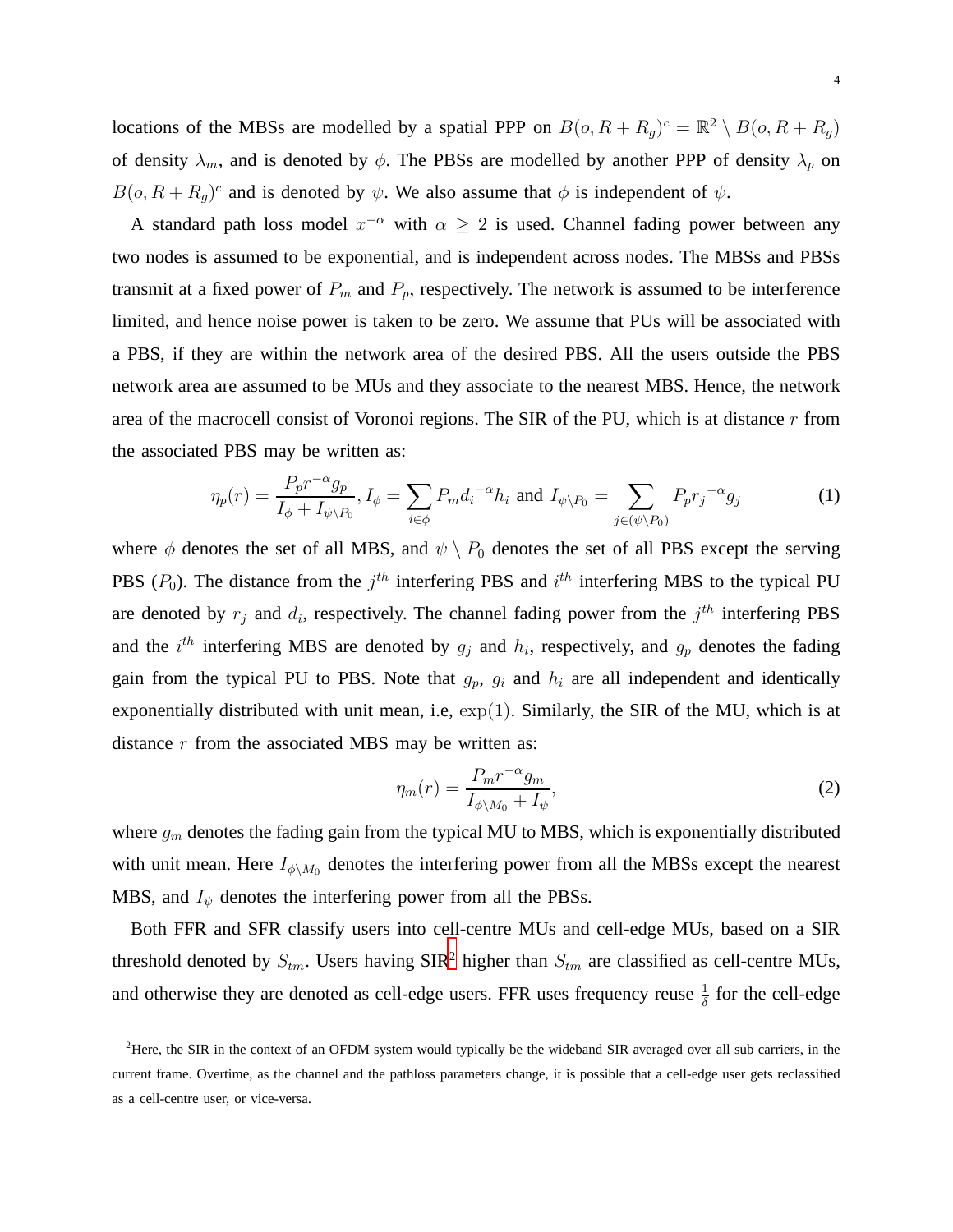locations of the MBSs are modelled by a spatial PPP on $B(o, R+R_g)^c = \mathbb{R}^2 \setminus B(o, R+R_g)$ of density $\lambda_m$, and is denoted by $\phi$. The PBSs are modelled by another PPP of density $\lambda_p$ on $B(o, R+R_g)^c$ and is denoted by $\psi$. We also assume that $\phi$ is independent of $\psi$.

A standard path loss model $x^{-\alpha}$ with $\alpha \geq 2$ is used. Channel fading power between any two nodes is assumed to be exponential, and is independent across nodes. The MBSs and PBSs transmit at a fixed power of $P_m$ and $P_p$, respectively. The network is assumed to be interference limited, and hence noise power is taken to be zero. We assume that PUs will be associated with a PBS, if they are within the network area of the desired PBS. All the users outside the PBS network area are assumed to be MUs and they associate to the nearest MBS. Hence, the network area of the macrocell consist of Voronoi regions. The SIR of the PU, which is at distance $r$ from the associated PBS may be written as:

$$\eta_p(r) = \frac{P_p r^{-\alpha} g_p}{I_\phi + I_{\psi \setminus P_0}}, I_\phi = \sum_{i \in \phi} P_m {d_i}^{-\alpha} h_i \text{ and } I_{\psi \setminus P_0} = \sum_{j \in (\psi \setminus P_0)} P_p {r_j}^{-\alpha} g_j \tag{1}$$

where $\phi$ denotes the set of all MBS, and $\psi \setminus P_0$ denotes the set of all PBS except the serving PBS ($P_0$). The distance from the $j^{th}$ interfering PBS and $i^{th}$ interfering MBS to the typical PU are denoted by $r_j$ and $d_i$, respectively. The channel fading power from the $j^{th}$ interfering PBS and the $i^{th}$ interfering MBS are denoted by $g_j$ and $h_i$, respectively, and $g_p$ denotes the fading gain from the typical PU to PBS. Note that $g_p$, $g_i$ and $h_i$ are all independent and identically exponentially distributed with unit mean, i.e, $\exp(1)$. Similarly, the SIR of the MU, which is at distance $r$ from the associated MBS may be written as:

$$\eta_m(r) = \frac{P_m r^{-\alpha} g_m}{I_{\phi \setminus M_0} + I_\psi}, \tag{2}$$

where $g_m$ denotes the fading gain from the typical MU to MBS, which is exponentially distributed with unit mean. Here $I_{\phi \setminus M_0}$ denotes the interfering power from all the MBSs except the nearest MBS, and $I_\psi$ denotes the interfering power from all the PBSs.

Both FFR and SFR classify users into cell-centre MUs and cell-edge MUs, based on a SIR threshold denoted by $S_{tm}$. Users having SIR[2] higher than $S_{tm}$ are classified as cell-centre MUs, and otherwise they are denoted as cell-edge users. FFR uses frequency reuse $\frac{1}{\delta}$ for the cell-edge

[2]Here, the SIR in the context of an OFDM system would typically be the wideband SIR averaged over all sub carriers, in the current frame. Overtime, as the channel and the pathloss parameters change, it is possible that a cell-edge user gets reclassified as a cell-centre user, or vice-versa.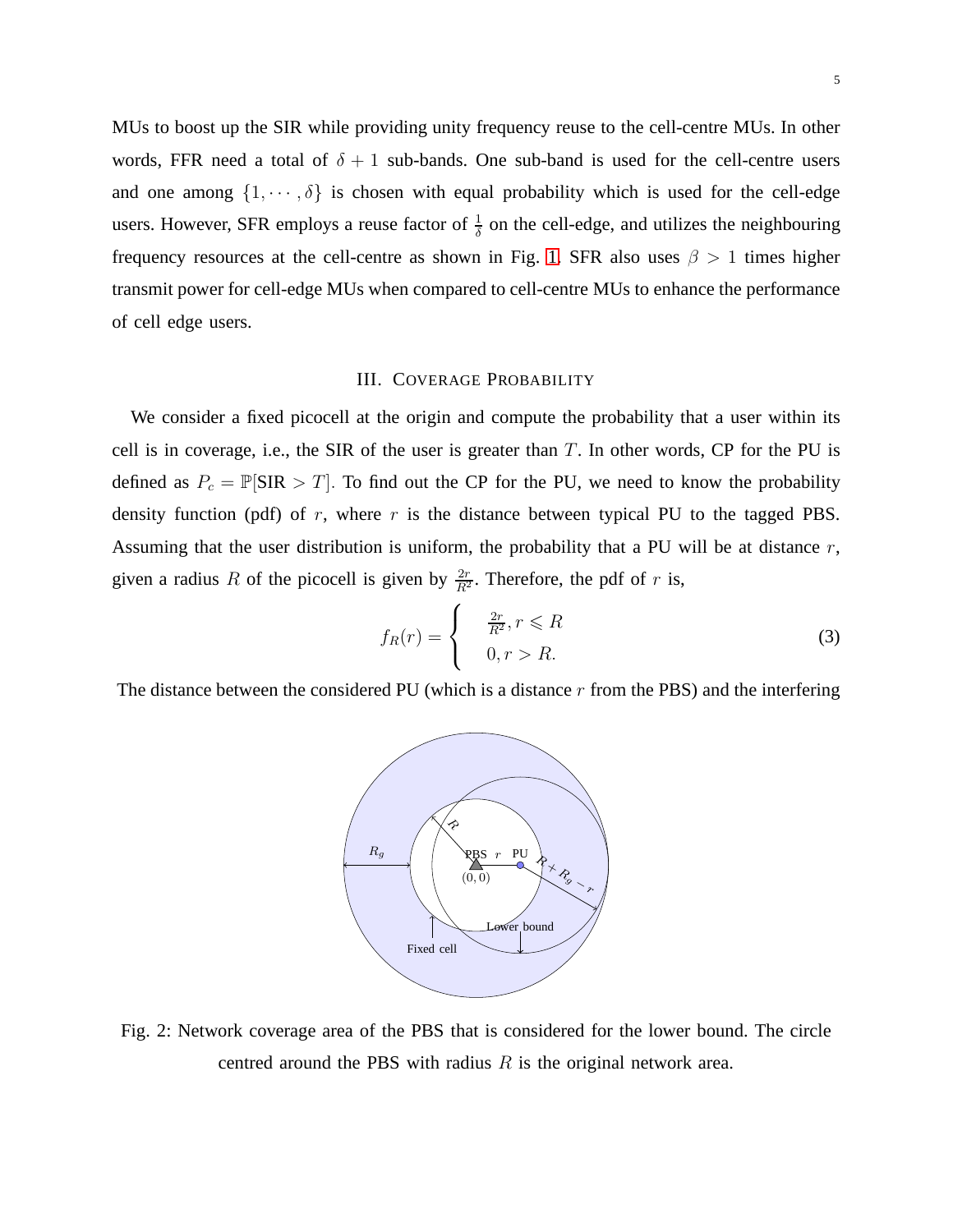MUs to boost up the SIR while providing unity frequency reuse to the cell-centre MUs. In other words, FFR need a total of $\delta + 1$ sub-bands. One sub-band is used for the cell-centre users and one among $\{1, \cdots, \delta\}$ is chosen with equal probability which is used for the cell-edge users. However, SFR employs a reuse factor of $\frac{1}{\delta}$ on the cell-edge, and utilizes the neighbouring frequency resources at the cell-centre as shown in Fig. 1. SFR also uses $\beta > 1$ times higher transmit power for cell-edge MUs when compared to cell-centre MUs to enhance the performance of cell edge users.

## III. Coverage Probability

We consider a fixed picocell at the origin and compute the probability that a user within its cell is in coverage, i.e., the SIR of the user is greater than $T$. In other words, CP for the PU is defined as $P_c = \mathbb{P}[\text{SIR} > T]$. To find out the CP for the PU, we need to know the probability density function (pdf) of $r$, where $r$ is the distance between typical PU to the tagged PBS. Assuming that the user distribution is uniform, the probability that a PU will be at distance $r$, given a radius $R$ of the picocell is given by $\frac{2r}{R^2}$. Therefore, the pdf of $r$ is,

$$f_R(r) = \begin{cases} \frac{2r}{R^2}, r \leqslant R \\ 0, r > R. \end{cases} \tag{3}$$

The distance between the considered PU (which is a distance $r$ from the PBS) and the interfering

Fig. 2: Network coverage area of the PBS that is considered for the lower bound. The circle centred around the PBS with radius $R$ is the original network area.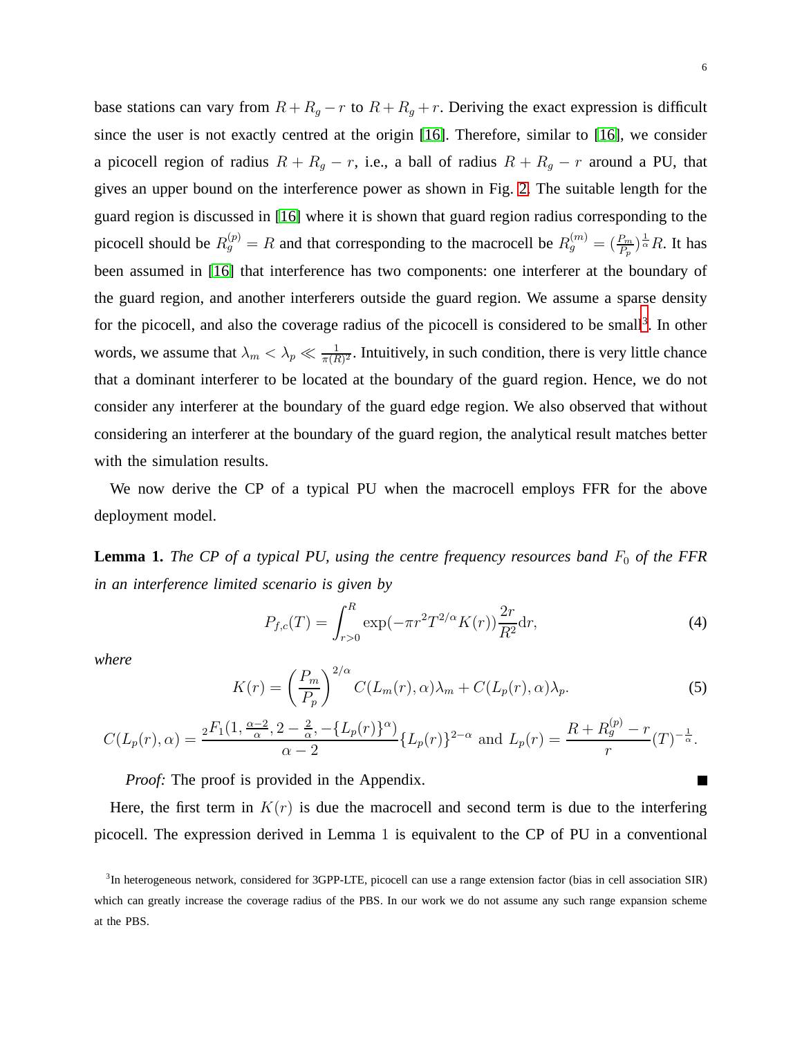base stations can vary from $R + R_g - r$ to $R + R_g + r$. Deriving the exact expression is difficult since the user is not exactly centred at the origin [16]. Therefore, similar to [16], we consider a picocell region of radius $R + R_g - r$, i.e., a ball of radius $R + R_g - r$ around a PU, that gives an upper bound on the interference power as shown in Fig. 2. The suitable length for the guard region is discussed in [16] where it is shown that guard region radius corresponding to the picocell should be $R_g^{(p)} = R$ and that corresponding to the macrocell be $R_g^{(m)} = (\frac{P_m}{P_p})^{\frac{1}{\alpha}} R$. It has been assumed in [16] that interference has two components: one interferer at the boundary of the guard region, and another interferers outside the guard region. We assume a sparse density for the picocell, and also the coverage radius of the picocell is considered to be small[3]. In other words, we assume that $\lambda_m < \lambda_p \ll \frac{1}{\pi (R)^2}$. Intuitively, in such condition, there is very little chance that a dominant interferer to be located at the boundary of the guard region. Hence, we do not consider any interferer at the boundary of the guard edge region. We also observed that without considering an interferer at the boundary of the guard region, the analytical result matches better with the simulation results.

We now derive the CP of a typical PU when the macrocell employs FFR for the above deployment model.

**Lemma 1.** *The CP of a typical PU, using the centre frequency resources band $F_0$ of the FFR in an interference limited scenario is given by*

$$P_{f,c}(T) = \int_{r>0}^{R} \exp(-\pi r^2 T^{2/\alpha} K(r)) \frac{2r}{R^2} \mathrm{d}r, \tag{4}$$

*where*

$$K(r) = \left(\frac{P_m}{P_p}\right)^{2/\alpha} C(L_m(r), \alpha)\lambda_m + C(L_p(r), \alpha)\lambda_p. \tag{5}$$

$$C(L_p(r), \alpha) = \frac{{}_2F_1(1, \frac{\alpha-2}{\alpha}, 2 - \frac{2}{\alpha}, -\{L_p(r)\}^{\alpha})}{\alpha - 2} \{L_p(r)\}^{2-\alpha} \text{ and } L_p(r) = \frac{R + R_g^{(p)} - r}{r} (T)^{-\frac{1}{\alpha}}.$$

*Proof:* The proof is provided in the Appendix. ■

Here, the first term in $K(r)$ is due the macrocell and second term is due to the interfering picocell. The expression derived in Lemma 1 is equivalent to the CP of PU in a conventional

[3] In heterogeneous network, considered for 3GPP-LTE, picocell can use a range extension factor (bias in cell association SIR) which can greatly increase the coverage radius of the PBS. In our work we do not assume any such range expansion scheme at the PBS.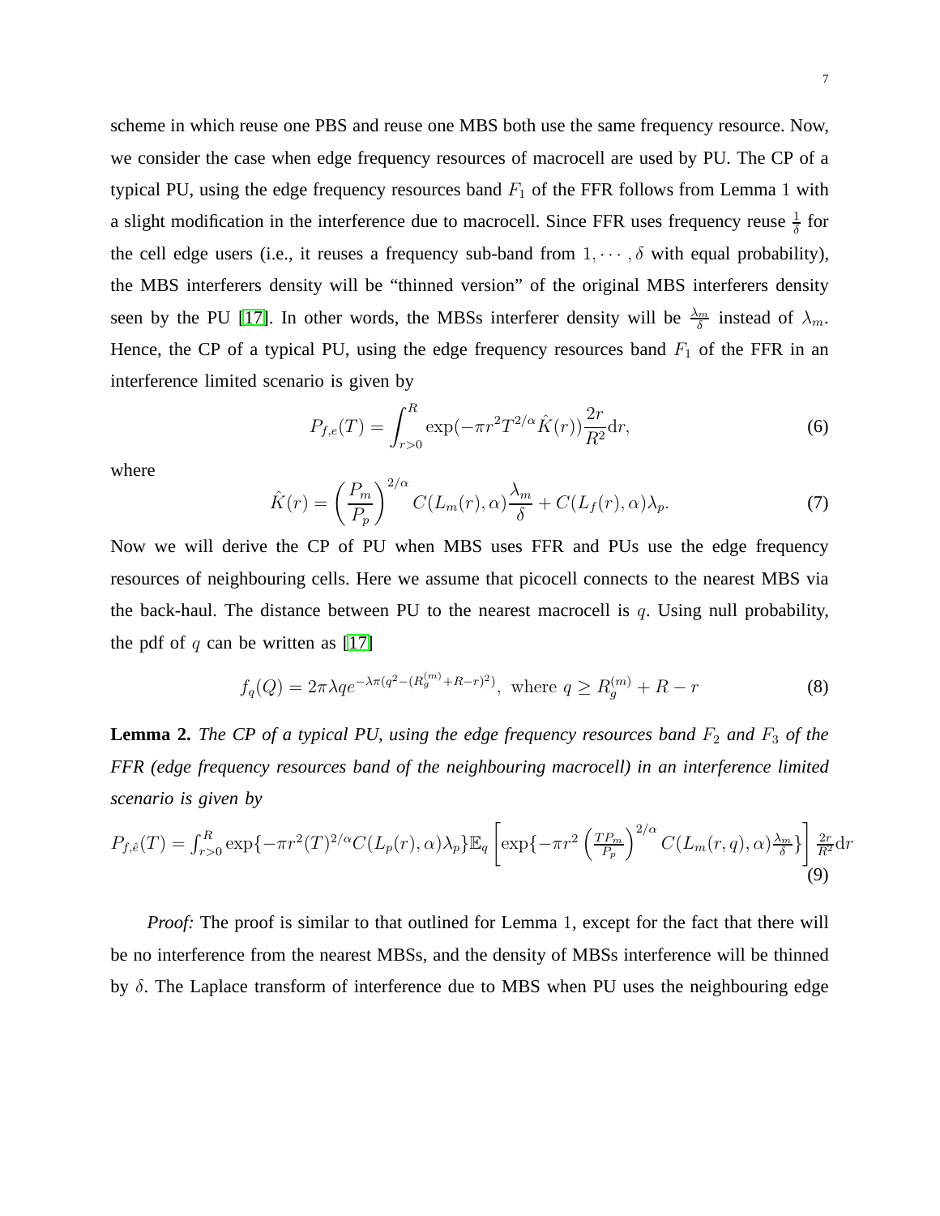scheme in which reuse one PBS and reuse one MBS both use the same frequency resource. Now, we consider the case when edge frequency resources of macrocell are used by PU. The CP of a typical PU, using the edge frequency resources band $F_1$ of the FFR follows from Lemma 1 with a slight modification in the interference due to macrocell. Since FFR uses frequency reuse $\frac{1}{\delta}$ for the cell edge users (i.e., it reuses a frequency sub-band from $1, \cdots, \delta$ with equal probability), the MBS interferers density will be "thinned version" of the original MBS interferers density seen by the PU [17]. In other words, the MBSs interferer density will be $\frac{\lambda_m}{\delta}$ instead of $\lambda_m$. Hence, the CP of a typical PU, using the edge frequency resources band $F_1$ of the FFR in an interference limited scenario is given by

$$P_{f,e}(T) = \int_{r>0}^{R} \exp(-\pi r^2 T^{2/\alpha} \hat{K}(r)) \frac{2r}{R^2} \mathrm{d}r, \tag{6}$$

where

$$\hat{K}(r) = \left(\frac{P_m}{P_p}\right)^{2/\alpha} C(L_m(r), \alpha) \frac{\lambda_m}{\delta} + C(L_f(r), \alpha) \lambda_p. \tag{7}$$

Now we will derive the CP of PU when MBS uses FFR and PUs use the edge frequency resources of neighbouring cells. Here we assume that picocell connects to the nearest MBS via the back-haul. The distance between PU to the nearest macrocell is $q$. Using null probability, the pdf of $q$ can be written as [17]

$$f_q(Q) = 2\pi\lambda q e^{-\lambda\pi(q^2 - (R_g^{(m)} + R - r)^2)}, \text{ where } q \geq R_g^{(m)} + R - r \tag{8}$$

**Lemma 2.** *The CP of a typical PU, using the edge frequency resources band $F_2$ and $F_3$ of the FFR (edge frequency resources band of the neighbouring macrocell) in an interference limited scenario is given by*

$$P_{f,\hat{e}}(T) = \int_{r>0}^{R} \exp\{-\pi r^2 (T)^{2/\alpha} C(L_p(r), \alpha)\lambda_p\} \mathbb{E}_q \left[\exp\{-\pi r^2 \left(\frac{TP_m}{P_p}\right)^{2/\alpha} C(L_m(r,q), \alpha) \frac{\lambda_m}{\delta}\}\right] \frac{2r}{R^2} \mathrm{d}r \tag{9}$$

*Proof:* The proof is similar to that outlined for Lemma 1, except for the fact that there will be no interference from the nearest MBSs, and the density of MBSs interference will be thinned by $\delta$. The Laplace transform of interference due to MBS when PU uses the neighbouring edge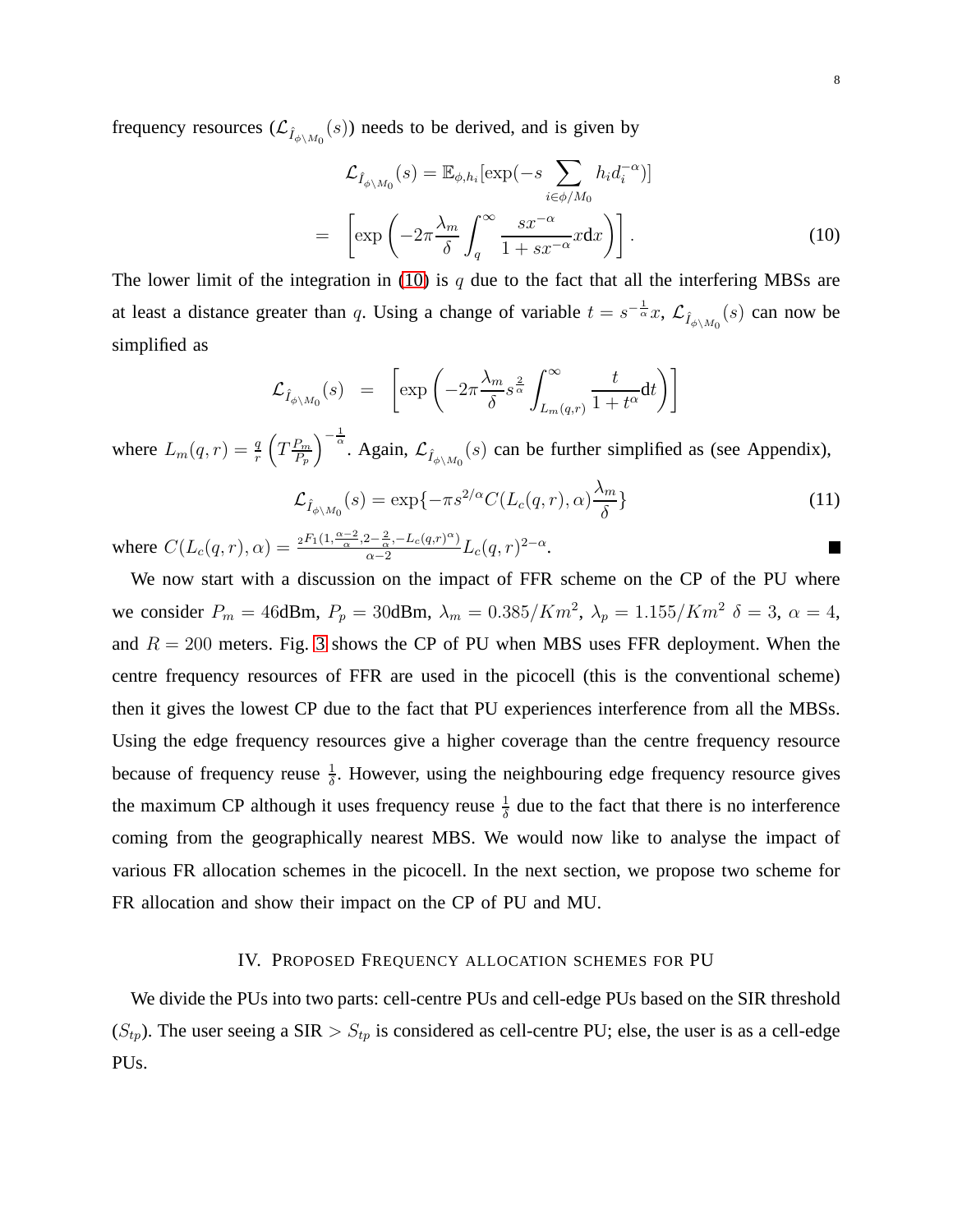frequency resources ($\mathcal{L}_{\hat{I}_{\phi \setminus M_0}}(s)$) needs to be derived, and is given by

$$
\begin{aligned}
\mathcal{L}_{\hat{I}_{\phi \setminus M_0}}(s) &= \mathbb{E}_{\phi, h_i}[\exp(-s \sum_{i \in \phi / M_0} h_i d_i^{-\alpha})] \\
&= \left[ \exp\left( -2\pi \frac{\lambda_m}{\delta} \int_q^{\infty} \frac{s x^{-\alpha}}{1 + s x^{-\alpha}} x \mathrm{d}x \right) \right]. \qquad (10)
\end{aligned}
$$

The lower limit of the integration in (10) is $q$ due to the fact that all the interfering MBSs are at least a distance greater than $q$. Using a change of variable $t = s^{-\frac{1}{\alpha}} x$, $\mathcal{L}_{\hat{I}_{\phi \setminus M_0}}(s)$ can now be simplified as

$$
\mathcal{L}_{\hat{I}_{\phi \setminus M_0}}(s) = \left[ \exp\left( -2\pi \frac{\lambda_m}{\delta} s^{\frac{2}{\alpha}} \int_{L_m(q,r)}^{\infty} \frac{t}{1 + t^{\alpha}} \mathrm{d}t \right) \right]
$$

where $L_m(q,r) = \frac{q}{r} \left( T \frac{P_m}{P_p} \right)^{-\frac{1}{\alpha}}$. Again, $\mathcal{L}_{\hat{I}_{\phi \setminus M_0}}(s)$ can be further simplified as (see Appendix),

$$
\mathcal{L}_{\hat{I}_{\phi \setminus M_0}}(s) = \exp\{ -\pi s^{2/\alpha} C(L_c(q,r), \alpha) \frac{\lambda_m}{\delta} \} \qquad (11)
$$

where $C(L_c(q,r), \alpha) = \frac{{}_2F_1(1, \frac{\alpha-2}{\alpha}, 2 - \frac{2}{\alpha}, -L_c(q,r)^{\alpha})}{\alpha - 2} L_c(q,r)^{2-\alpha}$. ■

We now start with a discussion on the impact of FFR scheme on the CP of the PU where we consider $P_m = 46$dBm, $P_p = 30$dBm, $\lambda_m = 0.385/Km^2$, $\lambda_p = 1.155/Km^2$ $\delta = 3$, $\alpha = 4$, and $R = 200$ meters. Fig. 3 shows the CP of PU when MBS uses FFR deployment. When the centre frequency resources of FFR are used in the picocell (this is the conventional scheme) then it gives the lowest CP due to the fact that PU experiences interference from all the MBSs. Using the edge frequency resources give a higher coverage than the centre frequency resource because of frequency reuse $\frac{1}{\delta}$. However, using the neighbouring edge frequency resource gives the maximum CP although it uses frequency reuse $\frac{1}{\delta}$ due to the fact that there is no interference coming from the geographically nearest MBS. We would now like to analyse the impact of various FR allocation schemes in the picocell. In the next section, we propose two scheme for FR allocation and show their impact on the CP of PU and MU.

## IV. Proposed Frequency allocation schemes for PU

We divide the PUs into two parts: cell-centre PUs and cell-edge PUs based on the SIR threshold ($S_{tp}$). The user seeing a SIR $> S_{tp}$ is considered as cell-centre PU; else, the user is as a cell-edge PUs.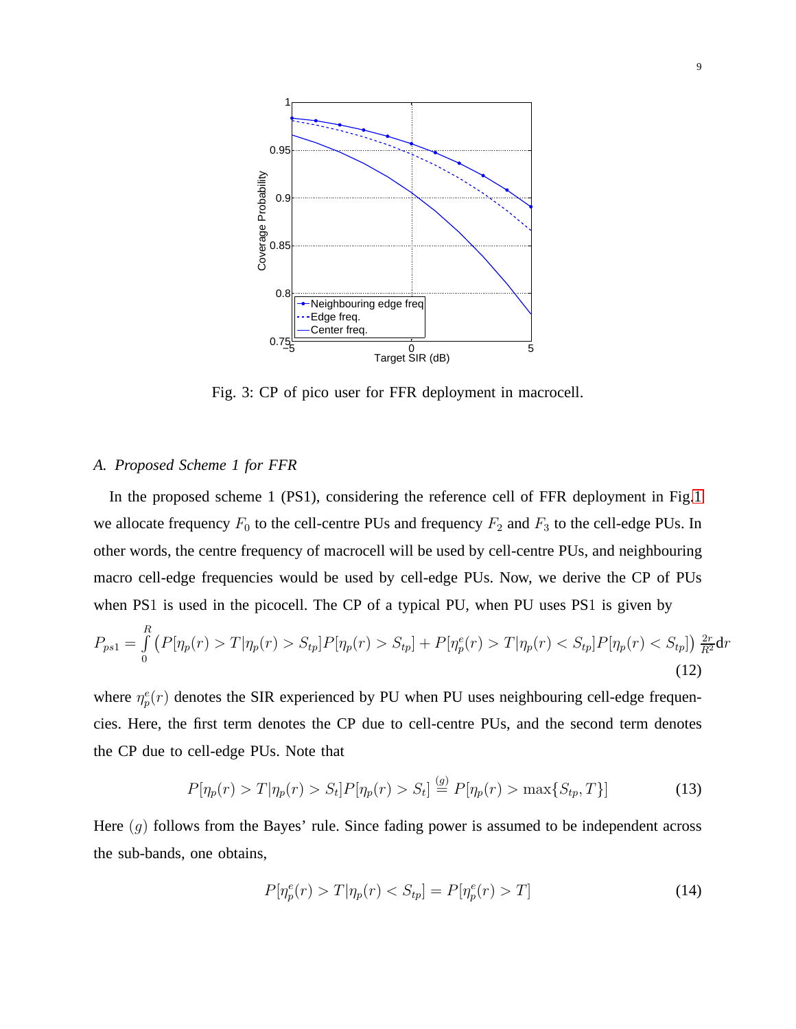Fig. 3: CP of pico user for FFR deployment in macrocell.

### A. Proposed Scheme 1 for FFR

In the proposed scheme 1 (PS1), considering the reference cell of FFR deployment in Fig.1 we allocate frequency $F_0$ to the cell-centre PUs and frequency $F_2$ and $F_3$ to the cell-edge PUs. In other words, the centre frequency of macrocell will be used by cell-centre PUs, and neighbouring macro cell-edge frequencies would be used by cell-edge PUs. Now, we derive the CP of PUs when PS1 is used in the picocell. The CP of a typical PU, when PU uses PS1 is given by

$$P_{ps1} = \int_0^R \left( P[\eta_p(r) > T | \eta_p(r) > S_{tp}] P[\eta_p(r) > S_{tp}] + P[\eta_p^e(r) > T | \eta_p(r) < S_{tp}] P[\eta_p(r) < S_{tp}] \right) \frac{2r}{R^2} \mathrm{d}r \tag{12}$$

where $\eta_p^e(r)$ denotes the SIR experienced by PU when PU uses neighbouring cell-edge frequencies. Here, the first term denotes the CP due to cell-centre PUs, and the second term denotes the CP due to cell-edge PUs. Note that

$$P[\eta_p(r) > T | \eta_p(r) > S_t] P[\eta_p(r) > S_t] \overset{(g)}{=} P[\eta_p(r) > \max\{S_{tp}, T\}] \tag{13}$$

Here $(g)$ follows from the Bayes' rule. Since fading power is assumed to be independent across the sub-bands, one obtains,

$$P[\eta_p^e(r) > T | \eta_p(r) < S_{tp}] = P[\eta_p^e(r) > T] \tag{14}$$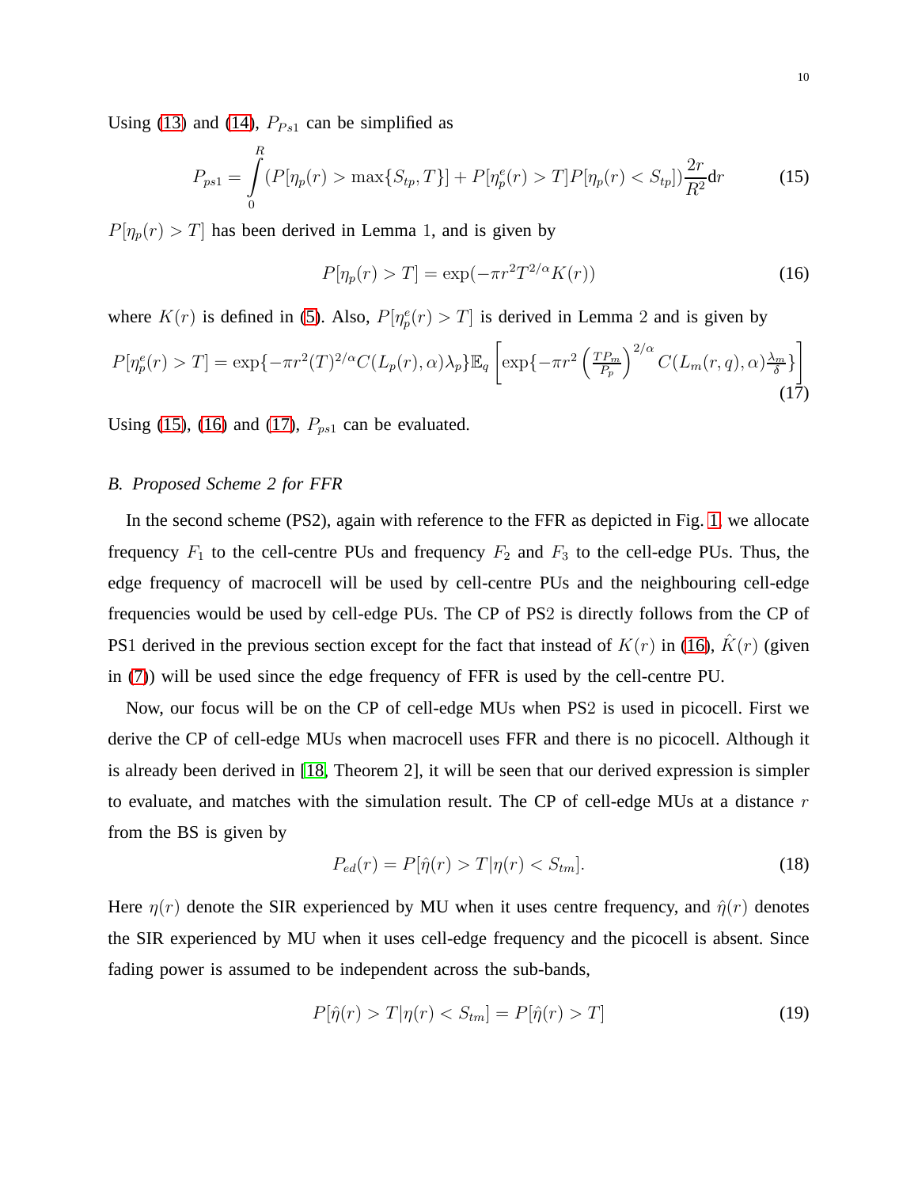Using (13) and (14), $P_{Ps1}$ can be simplified as

$$P_{ps1} = \int_{0}^{R} (P[\eta_p(r) > \max\{S_{tp}, T\}] + P[\eta_p^e(r) > T]P[\eta_p(r) < S_{tp}])\frac{2r}{R^2}\mathrm{d}r \tag{15}$$

$P[\eta_p(r) > T]$ has been derived in Lemma 1, and is given by

$$P[\eta_p(r) > T] = \exp(-\pi r^2 T^{2/\alpha} K(r)) \tag{16}$$

where $K(r)$ is defined in (5). Also, $P[\eta_p^e(r) > T]$ is derived in Lemma 2 and is given by

$$P[\eta_p^e(r) > T] = \exp\{-\pi r^2 (T)^{2/\alpha} C(L_p(r), \alpha)\lambda_p\}\mathbb{E}_q\left[\exp\{-\pi r^2 \left(\frac{TP_m}{P_p}\right)^{2/\alpha} C(L_m(r,q), \alpha)\frac{\lambda_m}{\delta}\}\right] \tag{17}$$

Using (15), (16) and (17), $P_{ps1}$ can be evaluated.

### *B. Proposed Scheme 2 for FFR*

In the second scheme (PS2), again with reference to the FFR as depicted in Fig. 1, we allocate frequency $F_1$ to the cell-centre PUs and frequency $F_2$ and $F_3$ to the cell-edge PUs. Thus, the edge frequency of macrocell will be used by cell-centre PUs and the neighbouring cell-edge frequencies would be used by cell-edge PUs. The CP of PS2 is directly follows from the CP of PS1 derived in the previous section except for the fact that instead of $K(r)$ in (16), $\hat{K}(r)$ (given in (7)) will be used since the edge frequency of FFR is used by the cell-centre PU.

Now, our focus will be on the CP of cell-edge MUs when PS2 is used in picocell. First we derive the CP of cell-edge MUs when macrocell uses FFR and there is no picocell. Although it is already been derived in [18, Theorem 2], it will be seen that our derived expression is simpler to evaluate, and matches with the simulation result. The CP of cell-edge MUs at a distance $r$ from the BS is given by

$$P_{ed}(r) = P[\hat{\eta}(r) > T | \eta(r) < S_{tm}]. \tag{18}$$

Here $\eta(r)$ denote the SIR experienced by MU when it uses centre frequency, and $\hat{\eta}(r)$ denotes the SIR experienced by MU when it uses cell-edge frequency and the picocell is absent. Since fading power is assumed to be independent across the sub-bands,

$$P[\hat{\eta}(r) > T | \eta(r) < S_{tm}] = P[\hat{\eta}(r) > T] \tag{19}$$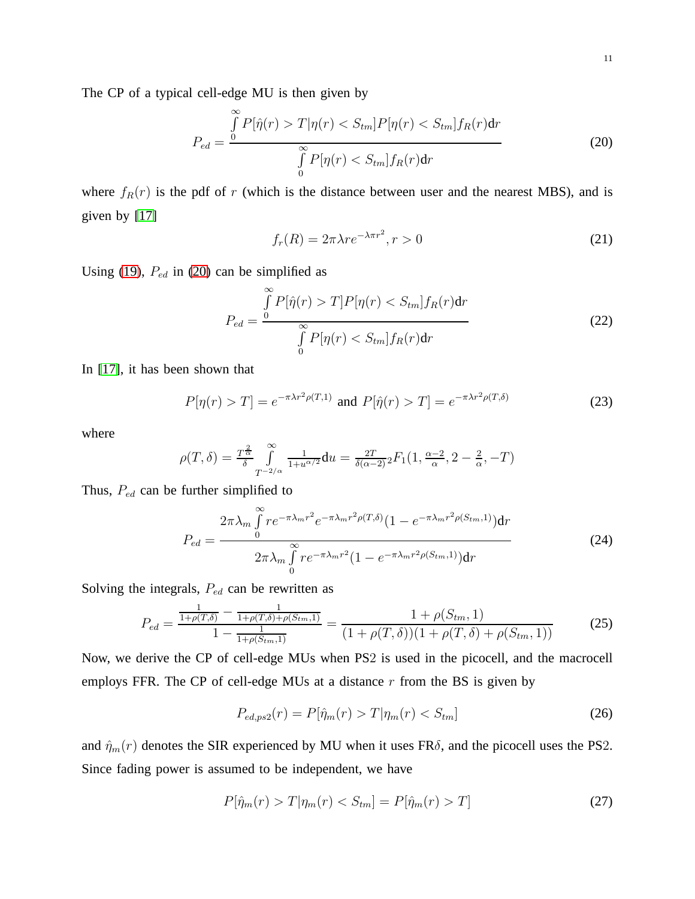The CP of a typical cell-edge MU is then given by

$$P_{ed} = \frac{\int_0^\infty P[\hat{\eta}(r) > T | \eta(r) < S_{tm}] P[\eta(r) < S_{tm}] f_R(r) \mathrm{d}r}{\int_0^\infty P[\eta(r) < S_{tm}] f_R(r) \mathrm{d}r} \tag{20}$$

where $f_R(r)$ is the pdf of $r$ (which is the distance between user and the nearest MBS), and is given by [17]

$$f_r(R) = 2\pi\lambda r e^{-\lambda\pi r^2}, r > 0 \tag{21}$$

Using (19), $P_{ed}$ in (20) can be simplified as

$$P_{ed} = \frac{\int_0^\infty P[\hat{\eta}(r) > T] P[\eta(r) < S_{tm}] f_R(r) \mathrm{d}r}{\int_0^\infty P[\eta(r) < S_{tm}] f_R(r) \mathrm{d}r} \tag{22}$$

In [17], it has been shown that

$$P[\eta(r) > T] = e^{-\pi\lambda r^2 \rho(T,1)} \text{ and } P[\hat{\eta}(r) > T] = e^{-\pi\lambda r^2 \rho(T,\delta)} \tag{23}$$

where

$$\rho(T,\delta) = \frac{T^{\frac{2}{\alpha}}}{\delta} \int_{T^{-2/\alpha}}^{\infty} \frac{1}{1+u^{\alpha/2}} \mathrm{d}u = \frac{2T}{\delta(\alpha-2)} {}_2F_1(1, \tfrac{\alpha-2}{\alpha}, 2-\tfrac{2}{\alpha}, -T)$$

Thus, $P_{ed}$ can be further simplified to

$$P_{ed} = \frac{2\pi\lambda_m \int_0^\infty r e^{-\pi\lambda_m r^2} e^{-\pi\lambda_m r^2 \rho(T,\delta)} (1 - e^{-\pi\lambda_m r^2 \rho(S_{tm},1)}) \mathrm{d}r}{2\pi\lambda_m \int_0^\infty r e^{-\pi\lambda_m r^2} (1 - e^{-\pi\lambda_m r^2 \rho(S_{tm},1)}) \mathrm{d}r} \tag{24}$$

Solving the integrals, $P_{ed}$ can be rewritten as

$$P_{ed} = \frac{\frac{1}{1+\rho(T,\delta)} - \frac{1}{1+\rho(T,\delta)+\rho(S_{tm},1)}}{1 - \frac{1}{1+\rho(S_{tm},1)}} = \frac{1+\rho(S_{tm},1)}{(1+\rho(T,\delta))(1+\rho(T,\delta)+\rho(S_{tm},1))} \tag{25}$$

Now, we derive the CP of cell-edge MUs when PS2 is used in the picocell, and the macrocell employs FFR. The CP of cell-edge MUs at a distance $r$ from the BS is given by

$$P_{ed,ps2}(r) = P[\hat{\eta}_m(r) > T | \eta_m(r) < S_{tm}] \tag{26}$$

and $\hat{\eta}_m(r)$ denotes the SIR experienced by MU when it uses FR$\delta$, and the picocell uses the PS2. Since fading power is assumed to be independent, we have

$$P[\hat{\eta}_m(r) > T | \eta_m(r) < S_{tm}] = P[\hat{\eta}_m(r) > T] \tag{27}$$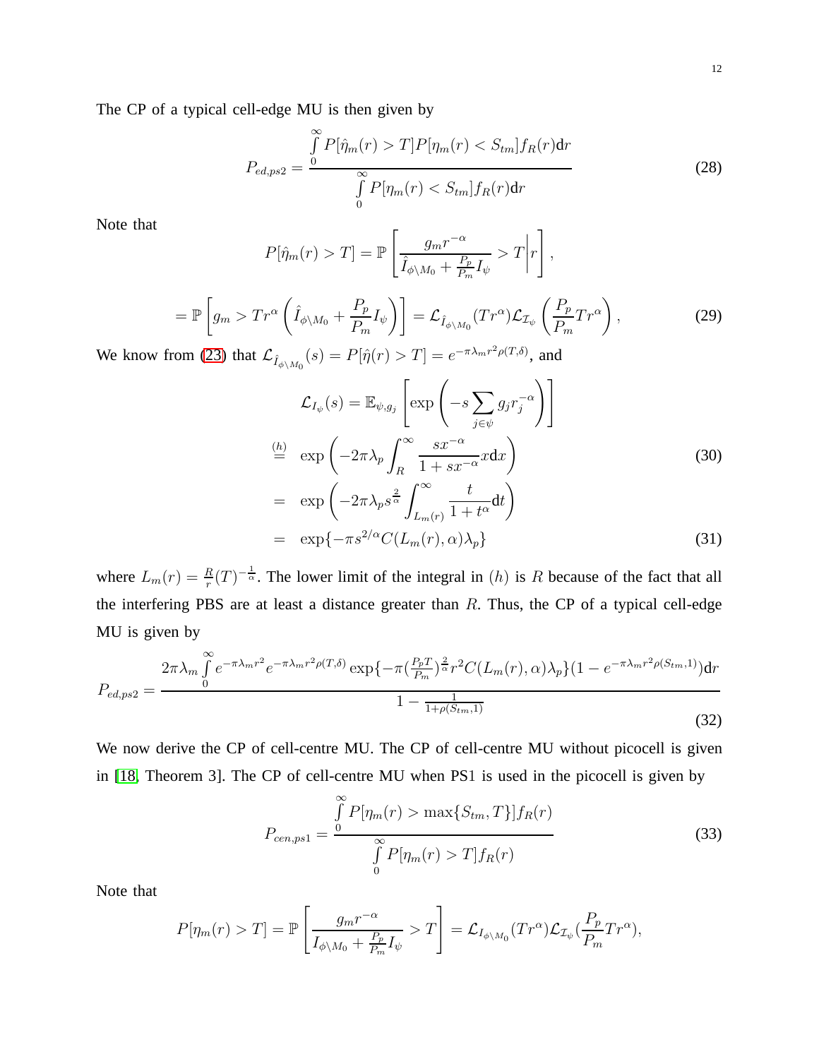The CP of a typical cell-edge MU is then given by

$$P_{ed,ps2} = \frac{\int\limits_0^\infty P[\hat{\eta}_m(r) > T] P[\eta_m(r) < S_{tm}] f_R(r) \mathrm{d}r}{\int\limits_0^\infty P[\eta_m(r) < S_{tm}] f_R(r) \mathrm{d}r} \tag{28}$$

Note that

$$P[\hat{\eta}_m(r) > T] = \mathbb{P}\left[ \frac{g_m r^{-\alpha}}{\hat{I}_{\phi \setminus M_0} + \frac{P_p}{P_m} I_\psi} > T \middle| r \right],$$

$$= \mathbb{P}\left[ g_m > T r^\alpha \left( \hat{I}_{\phi \setminus M_0} + \frac{P_p}{P_m} I_\psi \right) \right] = \mathcal{L}_{\hat{I}_{\phi \setminus M_0}}(T r^\alpha) \mathcal{L}_{\mathcal{I}_\psi}\left( \frac{P_p}{P_m} T r^\alpha \right), \tag{29}$$

We know from (23) that $\mathcal{L}_{\hat{I}_{\phi \setminus M_0}}(s) = P[\hat{\eta}(r) > T] = e^{-\pi \lambda_m r^2 \rho(T,\delta)}$, and

$$\begin{aligned}
\mathcal{L}_{I_\psi}(s) &= \mathbb{E}_{\psi, g_j}\left[ \exp\left( -s \sum_{j \in \psi} g_j r_j^{-\alpha} \right) \right] \\
&\overset{(h)}{=} \exp\left( -2\pi \lambda_p \int_R^\infty \frac{s x^{-\alpha}}{1 + s x^{-\alpha}} x \mathrm{d}x \right) \qquad (30) \\
&= \exp\left( -2\pi \lambda_p s^{\frac{2}{\alpha}} \int_{L_m(r)}^\infty \frac{t}{1 + t^\alpha} \mathrm{d}t \right) \\
&= \exp\{ -\pi s^{2/\alpha} C(L_m(r), \alpha) \lambda_p \} \qquad (31)
\end{aligned}$$

where $L_m(r) = \frac{R}{r}(T)^{-\frac{1}{\alpha}}$. The lower limit of the integral in $(h)$ is $R$ because of the fact that all the interfering PBS are at least a distance greater than $R$. Thus, the CP of a typical cell-edge MU is given by

$$P_{ed,ps2} = \frac{2\pi \lambda_m \int\limits_0^\infty e^{-\pi \lambda_m r^2} e^{-\pi \lambda_m r^2 \rho(T,\delta)} \exp\{ -\pi (\frac{P_p T}{P_m})^{\frac{2}{\alpha}} r^2 C(L_m(r), \alpha) \lambda_p \} (1 - e^{-\pi \lambda_m r^2 \rho(S_{tm}, 1)}) \mathrm{d}r}{1 - \frac{1}{1 + \rho(S_{tm}, 1)}} \tag{32}$$

We now derive the CP of cell-centre MU. The CP of cell-centre MU without picocell is given in [18, Theorem 3]. The CP of cell-centre MU when PS1 is used in the picocell is given by

$$P_{cen,ps1} = \frac{\int\limits_0^\infty P[\eta_m(r) > \max\{S_{tm}, T\}] f_R(r)}{\int\limits_0^\infty P[\eta_m(r) > T] f_R(r)} \tag{33}$$

Note that

$$P[\eta_m(r) > T] = \mathbb{P}\left[ \frac{g_m r^{-\alpha}}{I_{\phi \setminus M_0} + \frac{P_p}{P_m} I_\psi} > T \right] = \mathcal{L}_{I_{\phi \setminus M_0}}(T r^\alpha) \mathcal{L}_{\mathcal{I}_\psi}(\frac{P_p}{P_m} T r^\alpha),$$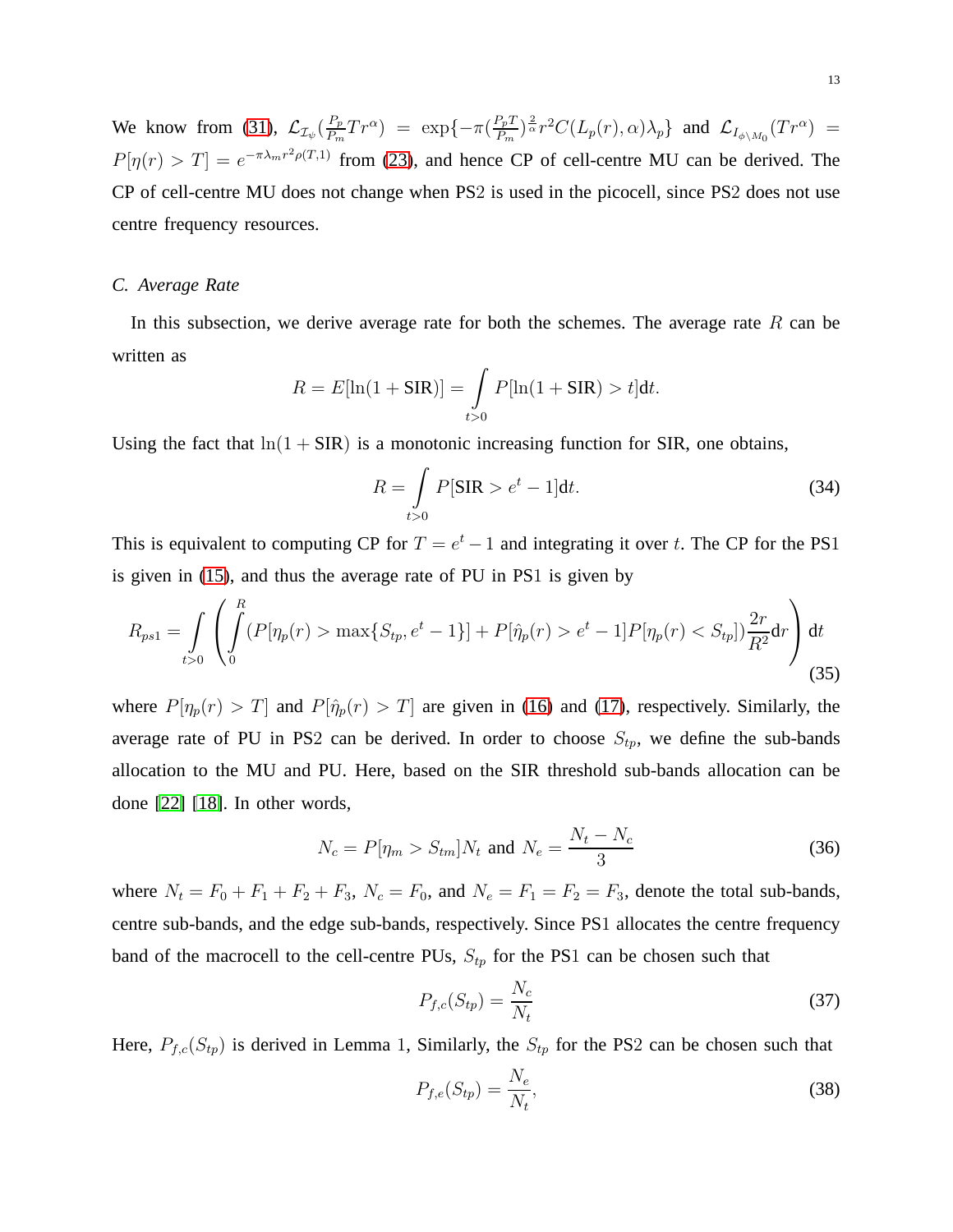We know from (31), $\mathcal{L}_{\mathcal{I}_\psi}(\frac{P_p}{P_m}Tr^\alpha) = \exp\{-\pi(\frac{P_pT}{P_m})^{\frac{2}{\alpha}}r^2C(L_p(r),\alpha)\lambda_p\}$ and $\mathcal{L}_{I_{\phi\setminus M_0}}(Tr^\alpha) = P[\eta(r) > T] = e^{-\pi\lambda_m r^2\rho(T,1)}$ from (23), and hence CP of cell-centre MU can be derived. The CP of cell-centre MU does not change when PS2 is used in the picocell, since PS2 does not use centre frequency resources.

### C. Average Rate

In this subsection, we derive average rate for both the schemes. The average rate $R$ can be written as

$$R = E[\ln(1 + \text{SIR})] = \int\limits_{t>0} P[\ln(1 + \text{SIR}) > t]\mathrm{d}t.$$

Using the fact that $\ln(1 + \text{SIR})$ is a monotonic increasing function for SIR, one obtains,

$$R = \int\limits_{t>0} P[\text{SIR} > e^t - 1]\mathrm{d}t. \tag{34}$$

This is equivalent to computing CP for $T = e^t - 1$ and integrating it over $t$. The CP for the PS1 is given in (15), and thus the average rate of PU in PS1 is given by

$$R_{ps1} = \int\limits_{t>0} \left( \int\limits_{0}^{R} (P[\eta_p(r) > \max\{S_{tp}, e^t - 1\}] + P[\hat{\eta}_p(r) > e^t - 1]P[\eta_p(r) < S_{tp}]) \frac{2r}{R^2}\mathrm{d}r \right) \mathrm{d}t \tag{35}$$

where $P[\eta_p(r) > T]$ and $P[\hat{\eta}_p(r) > T]$ are given in (16) and (17), respectively. Similarly, the average rate of PU in PS2 can be derived. In order to choose $S_{tp}$, we define the sub-bands allocation to the MU and PU. Here, based on the SIR threshold sub-bands allocation can be done [22] [18]. In other words,

$$N_c = P[\eta_m > S_{tm}]N_t \text{ and } N_e = \frac{N_t - N_c}{3} \tag{36}$$

where $N_t = F_0 + F_1 + F_2 + F_3$, $N_c = F_0$, and $N_e = F_1 = F_2 = F_3$, denote the total sub-bands, centre sub-bands, and the edge sub-bands, respectively. Since PS1 allocates the centre frequency band of the macrocell to the cell-centre PUs, $S_{tp}$ for the PS1 can be chosen such that

$$P_{f,c}(S_{tp}) = \frac{N_c}{N_t} \tag{37}$$

Here, $P_{f,c}(S_{tp})$ is derived in Lemma 1, Similarly, the $S_{tp}$ for the PS2 can be chosen such that

$$P_{f,e}(S_{tp}) = \frac{N_e}{N_t}, \tag{38}$$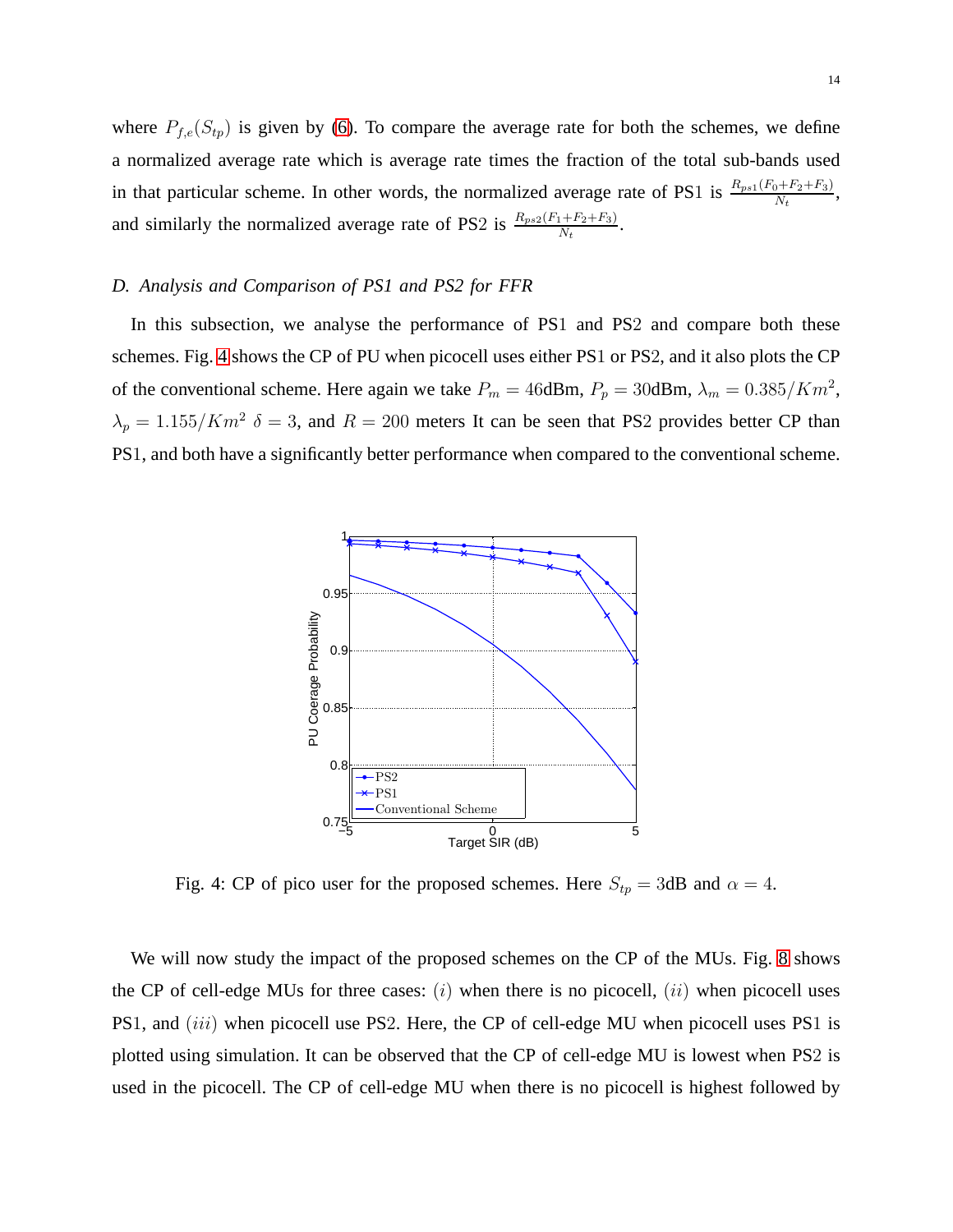where $P_{f,e}(S_{tp})$ is given by (6). To compare the average rate for both the schemes, we define a normalized average rate which is average rate times the fraction of the total sub-bands used in that particular scheme. In other words, the normalized average rate of PS1 is $\frac{R_{ps1}(F_0+F_2+F_3)}{N_t}$, and similarly the normalized average rate of PS2 is $\frac{R_{ps2}(F_1+F_2+F_3)}{N_t}$.

### *D. Analysis and Comparison of PS1 and PS2 for FFR*

In this subsection, we analyse the performance of PS1 and PS2 and compare both these schemes. Fig. 4 shows the CP of PU when picocell uses either PS1 or PS2, and it also plots the CP of the conventional scheme. Here again we take $P_m = 46$dBm, $P_p = 30$dBm, $\lambda_m = 0.385/Km^2$, $\lambda_p = 1.155/Km^2$ $\delta = 3$, and $R = 200$ meters It can be seen that PS2 provides better CP than PS1, and both have a significantly better performance when compared to the conventional scheme.

Fig. 4: CP of pico user for the proposed schemes. Here $S_{tp} = 3$dB and $\alpha = 4$.

We will now study the impact of the proposed schemes on the CP of the MUs. Fig. 8 shows the CP of cell-edge MUs for three cases: $(i)$ when there is no picocell, $(ii)$ when picocell uses PS1, and $(iii)$ when picocell use PS2. Here, the CP of cell-edge MU when picocell uses PS1 is plotted using simulation. It can be observed that the CP of cell-edge MU is lowest when PS2 is used in the picocell. The CP of cell-edge MU when there is no picocell is highest followed by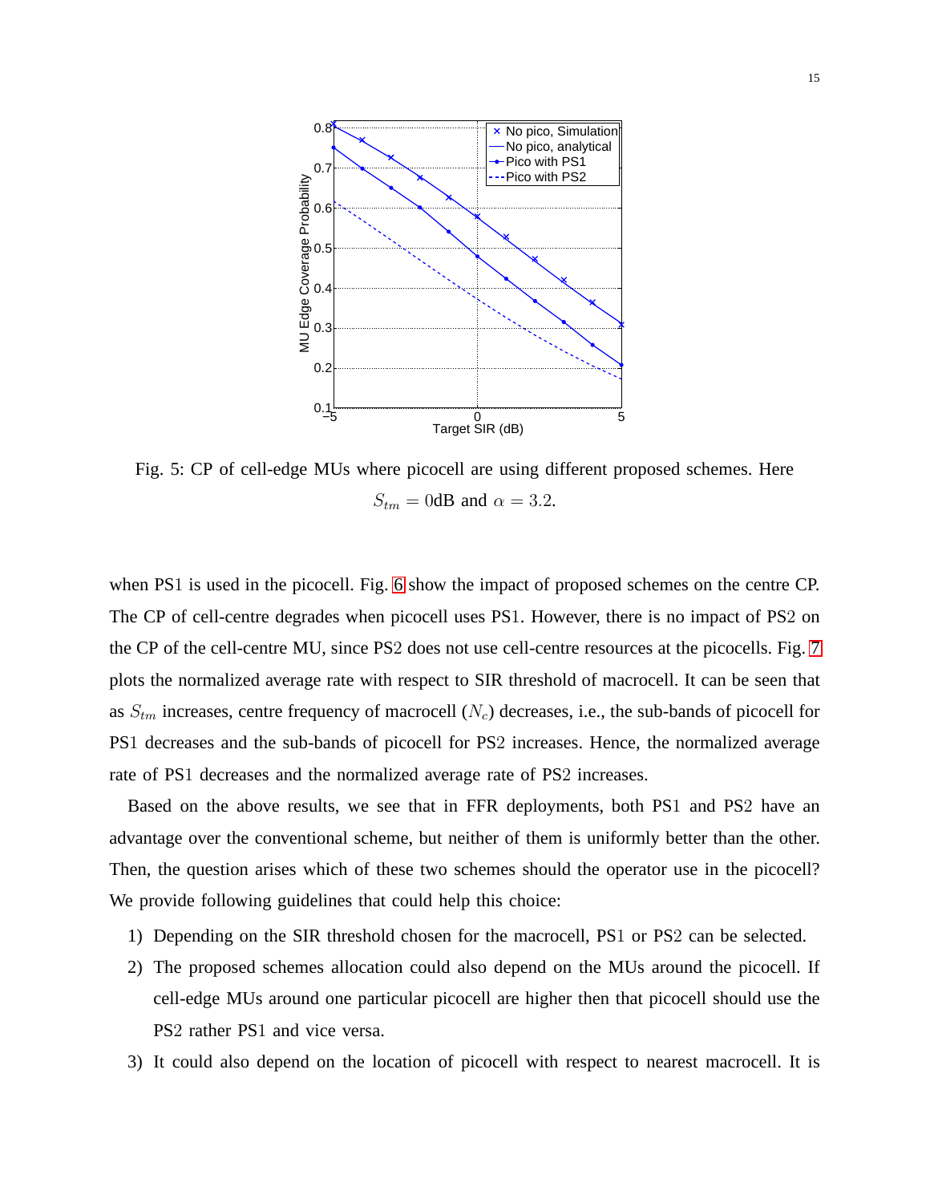Fig. 5: CP of cell-edge MUs where picocell are using different proposed schemes. Here $S_{tm} = 0$dB and $\alpha = 3.2$.

when PS1 is used in the picocell. Fig. 6 show the impact of proposed schemes on the centre CP. The CP of cell-centre degrades when picocell uses PS1. However, there is no impact of PS2 on the CP of the cell-centre MU, since PS2 does not use cell-centre resources at the picocells. Fig. 7 plots the normalized average rate with respect to SIR threshold of macrocell. It can be seen that as $S_{tm}$ increases, centre frequency of macrocell ($N_c$) decreases, i.e., the sub-bands of picocell for PS1 decreases and the sub-bands of picocell for PS2 increases. Hence, the normalized average rate of PS1 decreases and the normalized average rate of PS2 increases.

Based on the above results, we see that in FFR deployments, both PS1 and PS2 have an advantage over the conventional scheme, but neither of them is uniformly better than the other. Then, the question arises which of these two schemes should the operator use in the picocell? We provide following guidelines that could help this choice:

1) Depending on the SIR threshold chosen for the macrocell, PS1 or PS2 can be selected.
2) The proposed schemes allocation could also depend on the MUs around the picocell. If cell-edge MUs around one particular picocell are higher then that picocell should use the PS2 rather PS1 and vice versa.
3) It could also depend on the location of picocell with respect to nearest macrocell. It is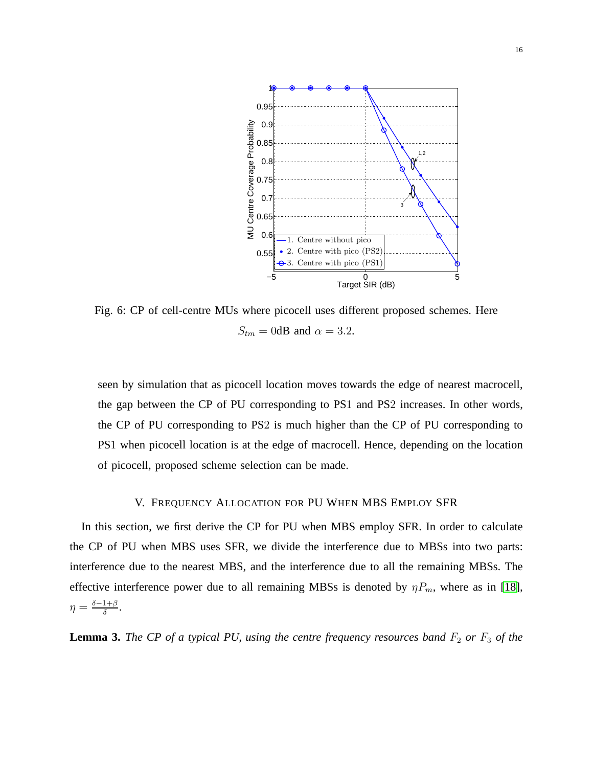Fig. 6: CP of cell-centre MUs where picocell uses different proposed schemes. Here $S_{tm} = 0$dB and $\alpha = 3.2$.

seen by simulation that as picocell location moves towards the edge of nearest macrocell, the gap between the CP of PU corresponding to PS1 and PS2 increases. In other words, the CP of PU corresponding to PS2 is much higher than the CP of PU corresponding to PS1 when picocell location is at the edge of macrocell. Hence, depending on the location of picocell, proposed scheme selection can be made.

## V. Frequency Allocation for PU When MBS Employ SFR

In this section, we first derive the CP for PU when MBS employ SFR. In order to calculate the CP of PU when MBS uses SFR, we divide the interference due to MBSs into two parts: interference due to the nearest MBS, and the interference due to all the remaining MBSs. The effective interference power due to all remaining MBSs is denoted by $\eta P_m$, where as in [18], $\eta = \frac{\delta - 1 + \beta}{\delta}$.

**Lemma 3.** *The CP of a typical PU, using the centre frequency resources band $F_2$ or $F_3$ of the*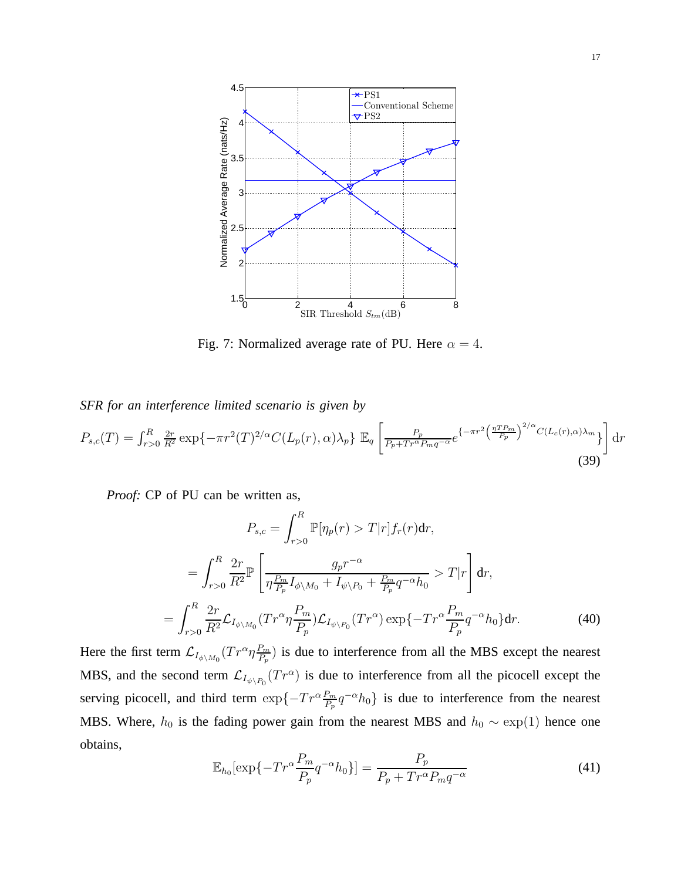Fig. 7: Normalized average rate of PU. Here $\alpha = 4$.

*SFR for an interference limited scenario is given by*

$$P_{s,c}(T) = \int_{r>0}^{R} \frac{2r}{R^2} \exp\{-\pi r^2 (T)^{2/\alpha} C(L_p(r), \alpha)\lambda_p\} \ \mathbb{E}_q \left[ \frac{P_p}{P_p + Tr^\alpha P_m q^{-\alpha}} e^{\left\{-\pi r^2 \left(\frac{\eta T P_m}{P_p}\right)^{2/\alpha} C(L_c(r),\alpha)\lambda_m\right\}} \right] \mathrm{d}r \tag{39}$$

*Proof:* CP of PU can be written as,

$$P_{s,c} = \int_{r>0}^{R} \mathbb{P}[\eta_p(r) > T | r] f_r(r) \mathrm{d}r,$$

$$= \int_{r>0}^{R} \frac{2r}{R^2} \mathbb{P}\left[ \frac{g_p r^{-\alpha}}{\eta \frac{P_m}{P_p} I_{\phi \setminus M_0} + I_{\psi \setminus P_0} + \frac{P_m}{P_p} q^{-\alpha} h_0} > T | r \right] \mathrm{d}r,$$

$$= \int_{r>0}^{R} \frac{2r}{R^2} \mathcal{L}_{I_{\phi \setminus M_0}}(Tr^\alpha \eta \frac{P_m}{P_p}) \mathcal{L}_{I_{\psi \setminus P_0}}(Tr^\alpha) \exp\{-Tr^\alpha \frac{P_m}{P_p} q^{-\alpha} h_0\} \mathrm{d}r. \tag{40}$$

Here the first term $\mathcal{L}_{I_{\phi \setminus M_0}}(Tr^\alpha \eta \frac{P_m}{P_p})$ is due to interference from all the MBS except the nearest MBS, and the second term $\mathcal{L}_{I_{\psi \setminus P_0}}(Tr^\alpha)$ is due to interference from all the picocell except the serving picocell, and third term $\exp\{-Tr^\alpha \frac{P_m}{P_p} q^{-\alpha} h_0\}$ is due to interference from the nearest MBS. Where, $h_0$ is the fading power gain from the nearest MBS and $h_0 \sim \exp(1)$ hence one obtains,

$$\mathbb{E}_{h_0}[\exp\{-Tr^\alpha \frac{P_m}{P_p} q^{-\alpha} h_0\}] = \frac{P_p}{P_p + Tr^\alpha P_m q^{-\alpha}} \tag{41}$$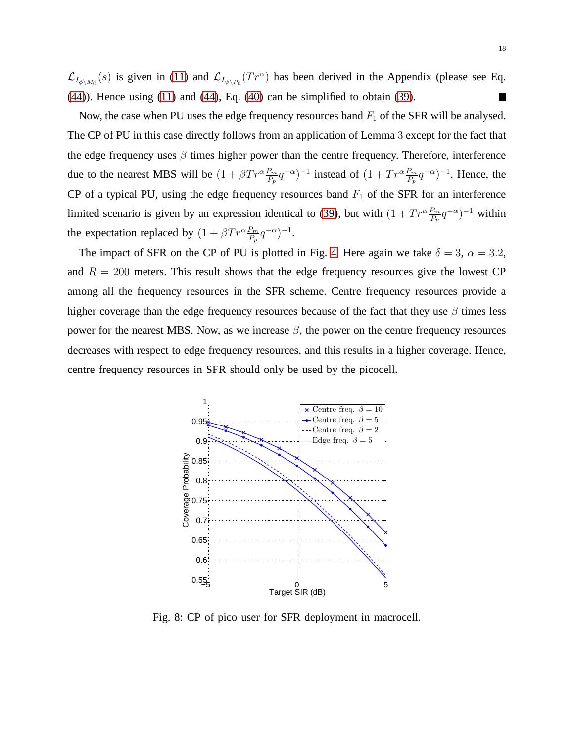$\mathcal{L}_{I_{\phi \setminus M_0}}(s)$ is given in (11) and $\mathcal{L}_{I_{\psi \setminus P_0}}(Tr^\alpha)$ has been derived in the Appendix (please see Eq. (44)). Hence using (11) and (44), Eq. (40) can be simplified to obtain (39). ■

Now, the case when PU uses the edge frequency resources band $F_1$ of the SFR will be analysed. The CP of PU in this case directly follows from an application of Lemma 3 except for the fact that the edge frequency uses $\beta$ times higher power than the centre frequency. Therefore, interference due to the nearest MBS will be $(1 + \beta Tr^\alpha \frac{P_m}{P_p} q^{-\alpha})^{-1}$ instead of $(1 + Tr^\alpha \frac{P_m}{P_p} q^{-\alpha})^{-1}$. Hence, the CP of a typical PU, using the edge frequency resources band $F_1$ of the SFR for an interference limited scenario is given by an expression identical to (39), but with $(1 + Tr^\alpha \frac{P_m}{P_p} q^{-\alpha})^{-1}$ within the expectation replaced by $(1 + \beta Tr^\alpha \frac{P_m}{P_p} q^{-\alpha})^{-1}$.

The impact of SFR on the CP of PU is plotted in Fig. 4. Here again we take $\delta = 3$, $\alpha = 3.2$, and $R = 200$ meters. This result shows that the edge frequency resources give the lowest CP among all the frequency resources in the SFR scheme. Centre frequency resources provide a higher coverage than the edge frequency resources because of the fact that they use $\beta$ times less power for the nearest MBS. Now, as we increase $\beta$, the power on the centre frequency resources decreases with respect to edge frequency resources, and this results in a higher coverage. Hence, centre frequency resources in SFR should only be used by the picocell.

Fig. 8: CP of pico user for SFR deployment in macrocell.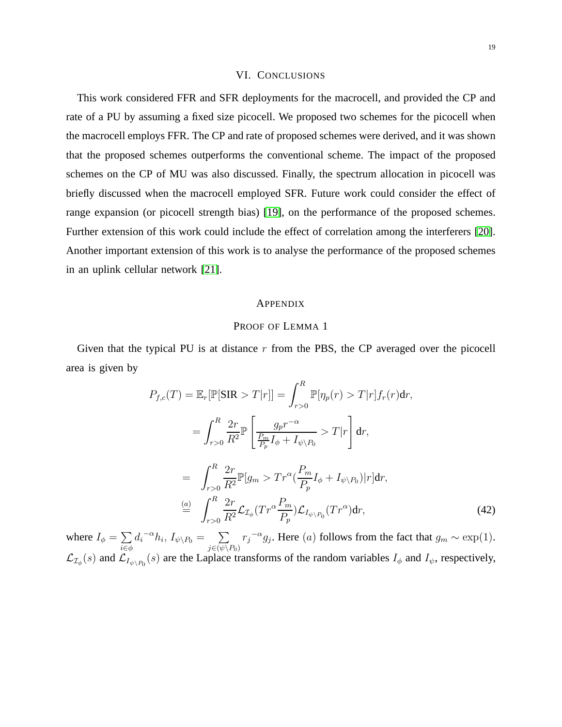## VI. Conclusions

This work considered FFR and SFR deployments for the macrocell, and provided the CP and rate of a PU by assuming a fixed size picocell. We proposed two schemes for the picocell when the macrocell employs FFR. The CP and rate of proposed schemes were derived, and it was shown that the proposed schemes outperforms the conventional scheme. The impact of the proposed schemes on the CP of MU was also discussed. Finally, the spectrum allocation in picocell was briefly discussed when the macrocell employed SFR. Future work could consider the effect of range expansion (or picocell strength bias) [19], on the performance of the proposed schemes. Further extension of this work could include the effect of correlation among the interferers [20]. Another important extension of this work is to analyse the performance of the proposed schemes in an uplink cellular network [21].

## Appendix

### Proof of Lemma 1

Given that the typical PU is at distance $r$ from the PBS, the CP averaged over the picocell area is given by

$$
\begin{aligned}
P_{f,c}(T) = \mathbb{E}_r[\mathbb{P}[\text{SIR} > T|r]] &= \int_{r>0}^{R} \mathbb{P}[\eta_p(r) > T|r] f_r(r)\mathrm{d}r, \\
&= \int_{r>0}^{R} \frac{2r}{R^2} \mathbb{P}\left[\frac{g_p r^{-\alpha}}{\frac{P_m}{P_p} I_\phi + I_{\psi\setminus P_0}} > T|r\right] \mathrm{d}r, \\
&= \int_{r>0}^{R} \frac{2r}{R^2} \mathbb{P}[g_m > T r^\alpha (\frac{P_m}{P_p} I_\phi + I_{\psi\setminus P_0})|r] \mathrm{d}r, \\
&\overset{(a)}{=} \int_{r>0}^{R} \frac{2r}{R^2} \mathcal{L}_{\mathcal{I}_\phi}(T r^\alpha \frac{P_m}{P_p}) \mathcal{L}_{I_{\psi\setminus P_0}}(T r^\alpha) \mathrm{d}r,
\end{aligned} \tag{42}
$$

where $I_\phi = \sum_{i\in\phi} {d_i}^{-\alpha} h_i$, $I_{\psi\setminus P_0} = \sum_{j\in(\psi\setminus P_0)} {r_j}^{-\alpha} g_j$. Here $(a)$ follows from the fact that $g_m \sim \exp(1)$. $\mathcal{L}_{\mathcal{I}_\phi}(s)$ and $\mathcal{L}_{I_{\psi\setminus P_0}}(s)$ are the Laplace transforms of the random variables $I_\phi$ and $I_\psi$, respectively,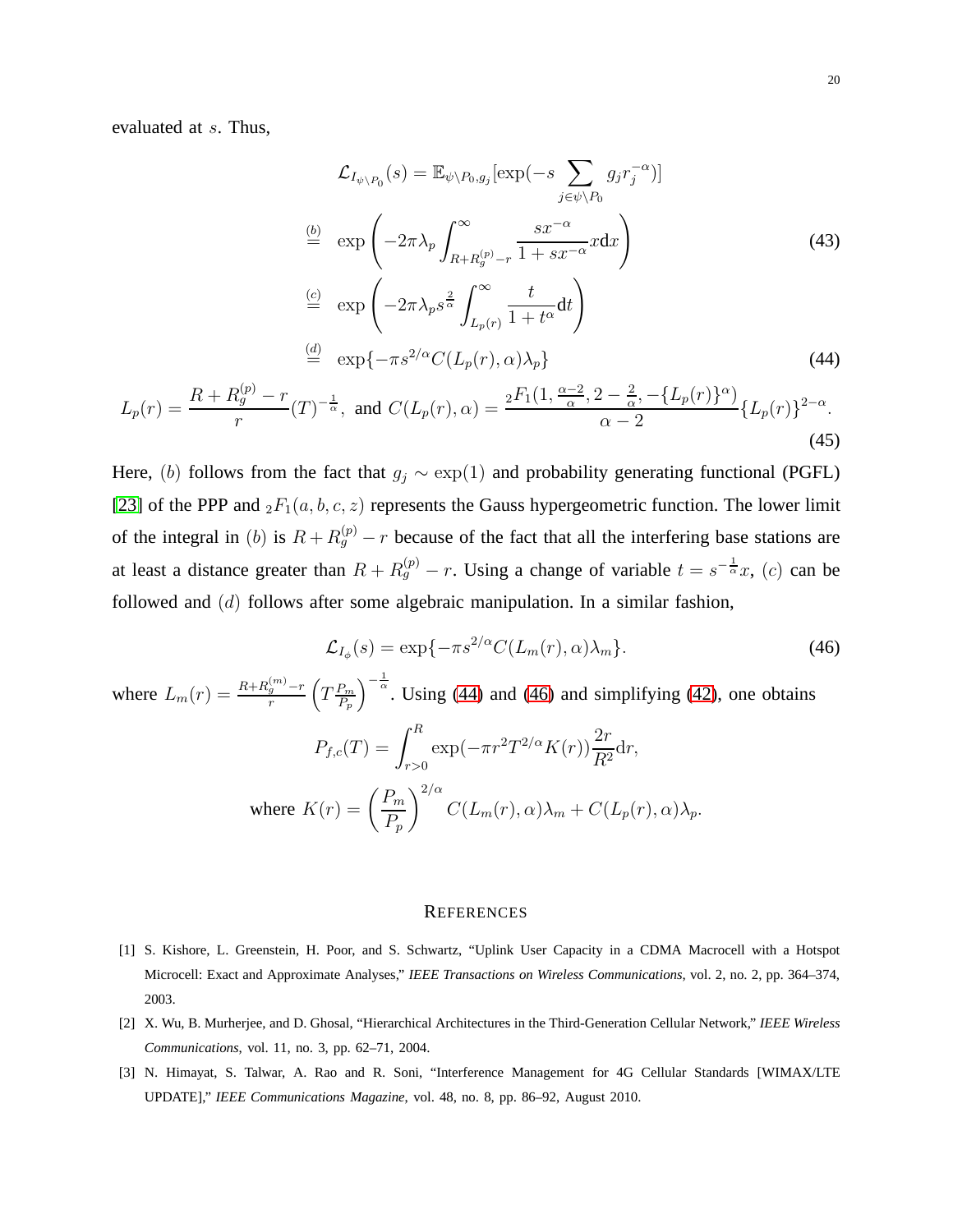evaluated at $s$. Thus,

$$
\begin{aligned}
\mathcal{L}_{I_{\psi\setminus P_0}}(s) &= \mathbb{E}_{\psi\setminus P_0, g_j}[\exp(-s\sum_{j\in\psi\setminus P_0} g_j r_j^{-\alpha})] \\
&\overset{(b)}{=} \exp\left(-2\pi\lambda_p \int_{R+R_g^{(p)}-r}^{\infty} \frac{sx^{-\alpha}}{1+sx^{-\alpha}} x \mathrm{d}x\right) \qquad (43) \\
&\overset{(c)}{=} \exp\left(-2\pi\lambda_p s^{\frac{2}{\alpha}} \int_{L_p(r)}^{\infty} \frac{t}{1+t^{\alpha}} \mathrm{d}t\right) \\
&\overset{(d)}{=} \exp\{-\pi s^{2/\alpha} C(L_p(r),\alpha)\lambda_p\} \qquad (44)
\end{aligned}
$$

$$
L_p(r) = \frac{R+R_g^{(p)}-r}{r}(T)^{-\frac{1}{\alpha}}, \text{ and } C(L_p(r),\alpha) = \frac{{}_2F_1(1,\frac{\alpha-2}{\alpha},2-\frac{2}{\alpha},-\{L_p(r)\}^{\alpha})}{\alpha-2}\{L_p(r)\}^{2-\alpha}. \qquad (45)
$$

Here, $(b)$ follows from the fact that $g_j \sim \exp(1)$ and probability generating functional (PGFL) [23] of the PPP and ${}_2F_1(a,b,c,z)$ represents the Gauss hypergeometric function. The lower limit of the integral in $(b)$ is $R+R_g^{(p)}-r$ because of the fact that all the interfering base stations are at least a distance greater than $R+R_g^{(p)}-r$. Using a change of variable $t = s^{-\frac{1}{\alpha}}x$, $(c)$ can be followed and $(d)$ follows after some algebraic manipulation. In a similar fashion,

$$
\mathcal{L}_{I_{\phi}}(s) = \exp\{-\pi s^{2/\alpha} C(L_m(r),\alpha)\lambda_m\}. \qquad (46)
$$

where $L_m(r) = \frac{R+R_g^{(m)}-r}{r}\left(T\frac{P_m}{P_p}\right)^{-\frac{1}{\alpha}}$. Using (44) and (46) and simplifying (42), one obtains

$$
P_{f,c}(T) = \int_{r>0}^{R} \exp(-\pi r^2 T^{2/\alpha} K(r)) \frac{2r}{R^2} \mathrm{d}r,
$$

$$
\text{where } K(r) = \left(\frac{P_m}{P_p}\right)^{2/\alpha} C(L_m(r),\alpha)\lambda_m + C(L_p(r),\alpha)\lambda_p.
$$

## REFERENCES

[1] S. Kishore, L. Greenstein, H. Poor, and S. Schwartz, "Uplink User Capacity in a CDMA Macrocell with a Hotspot Microcell: Exact and Approximate Analyses," *IEEE Transactions on Wireless Communications*, vol. 2, no. 2, pp. 364–374, 2003.

[2] X. Wu, B. Murherjee, and D. Ghosal, "Hierarchical Architectures in the Third-Generation Cellular Network," *IEEE Wireless Communications*, vol. 11, no. 3, pp. 62–71, 2004.

[3] N. Himayat, S. Talwar, A. Rao and R. Soni, "Interference Management for 4G Cellular Standards [WIMAX/LTE UPDATE]," *IEEE Communications Magazine*, vol. 48, no. 8, pp. 86–92, August 2010.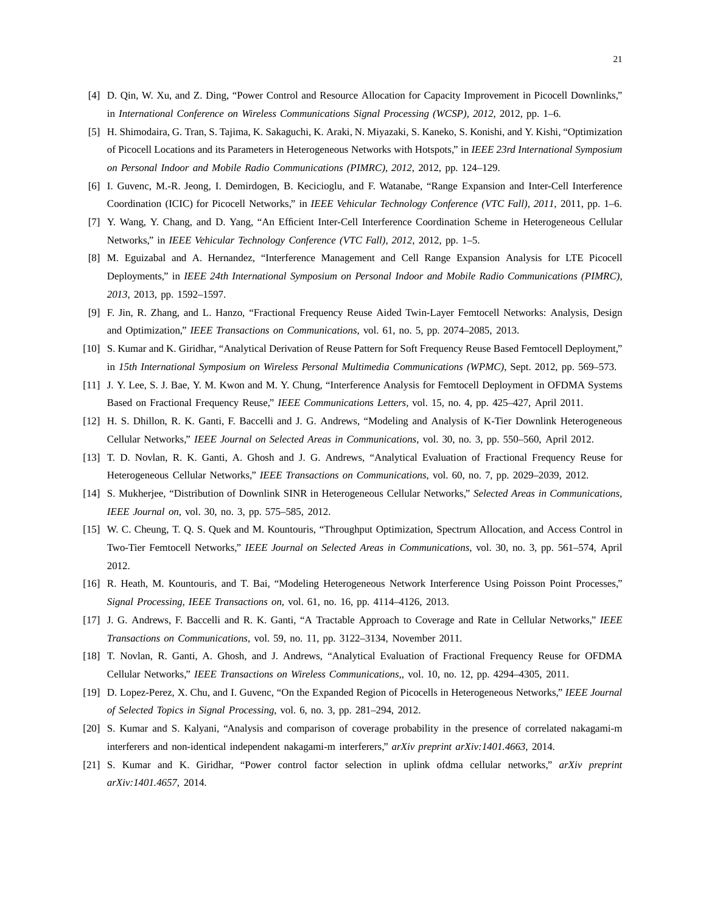[4] D. Qin, W. Xu, and Z. Ding, "Power Control and Resource Allocation for Capacity Improvement in Picocell Downlinks," in *International Conference on Wireless Communications Signal Processing (WCSP), 2012*, 2012, pp. 1–6.

[5] H. Shimodaira, G. Tran, S. Tajima, K. Sakaguchi, K. Araki, N. Miyazaki, S. Kaneko, S. Konishi, and Y. Kishi, "Optimization of Picocell Locations and its Parameters in Heterogeneous Networks with Hotspots," in *IEEE 23rd International Symposium on Personal Indoor and Mobile Radio Communications (PIMRC), 2012*, 2012, pp. 124–129.

[6] I. Guvenc, M.-R. Jeong, I. Demirdogen, B. Kecicioglu, and F. Watanabe, "Range Expansion and Inter-Cell Interference Coordination (ICIC) for Picocell Networks," in *IEEE Vehicular Technology Conference (VTC Fall), 2011*, 2011, pp. 1–6.

[7] Y. Wang, Y. Chang, and D. Yang, "An Efficient Inter-Cell Interference Coordination Scheme in Heterogeneous Cellular Networks," in *IEEE Vehicular Technology Conference (VTC Fall), 2012*, 2012, pp. 1–5.

[8] M. Eguizabal and A. Hernandez, "Interference Management and Cell Range Expansion Analysis for LTE Picocell Deployments," in *IEEE 24th International Symposium on Personal Indoor and Mobile Radio Communications (PIMRC), 2013*, 2013, pp. 1592–1597.

[9] F. Jin, R. Zhang, and L. Hanzo, "Fractional Frequency Reuse Aided Twin-Layer Femtocell Networks: Analysis, Design and Optimization," *IEEE Transactions on Communications*, vol. 61, no. 5, pp. 2074–2085, 2013.

[10] S. Kumar and K. Giridhar, "Analytical Derivation of Reuse Pattern for Soft Frequency Reuse Based Femtocell Deployment," in *15th International Symposium on Wireless Personal Multimedia Communications (WPMC)*, Sept. 2012, pp. 569–573.

[11] J. Y. Lee, S. J. Bae, Y. M. Kwon and M. Y. Chung, "Interference Analysis for Femtocell Deployment in OFDMA Systems Based on Fractional Frequency Reuse," *IEEE Communications Letters*, vol. 15, no. 4, pp. 425–427, April 2011.

[12] H. S. Dhillon, R. K. Ganti, F. Baccelli and J. G. Andrews, "Modeling and Analysis of K-Tier Downlink Heterogeneous Cellular Networks," *IEEE Journal on Selected Areas in Communications*, vol. 30, no. 3, pp. 550–560, April 2012.

[13] T. D. Novlan, R. K. Ganti, A. Ghosh and J. G. Andrews, "Analytical Evaluation of Fractional Frequency Reuse for Heterogeneous Cellular Networks," *IEEE Transactions on Communications*, vol. 60, no. 7, pp. 2029–2039, 2012.

[14] S. Mukherjee, "Distribution of Downlink SINR in Heterogeneous Cellular Networks," *Selected Areas in Communications, IEEE Journal on*, vol. 30, no. 3, pp. 575–585, 2012.

[15] W. C. Cheung, T. Q. S. Quek and M. Kountouris, "Throughput Optimization, Spectrum Allocation, and Access Control in Two-Tier Femtocell Networks," *IEEE Journal on Selected Areas in Communications*, vol. 30, no. 3, pp. 561–574, April 2012.

[16] R. Heath, M. Kountouris, and T. Bai, "Modeling Heterogeneous Network Interference Using Poisson Point Processes," *Signal Processing, IEEE Transactions on*, vol. 61, no. 16, pp. 4114–4126, 2013.

[17] J. G. Andrews, F. Baccelli and R. K. Ganti, "A Tractable Approach to Coverage and Rate in Cellular Networks," *IEEE Transactions on Communications*, vol. 59, no. 11, pp. 3122–3134, November 2011.

[18] T. Novlan, R. Ganti, A. Ghosh, and J. Andrews, "Analytical Evaluation of Fractional Frequency Reuse for OFDMA Cellular Networks," *IEEE Transactions on Wireless Communications,*, vol. 10, no. 12, pp. 4294–4305, 2011.

[19] D. Lopez-Perez, X. Chu, and I. Guvenc, "On the Expanded Region of Picocells in Heterogeneous Networks," *IEEE Journal of Selected Topics in Signal Processing*, vol. 6, no. 3, pp. 281–294, 2012.

[20] S. Kumar and S. Kalyani, "Analysis and comparison of coverage probability in the presence of correlated nakagami-m interferers and non-identical independent nakagami-m interferers," *arXiv preprint arXiv:1401.4663*, 2014.

[21] S. Kumar and K. Giridhar, "Power control factor selection in uplink ofdma cellular networks," *arXiv preprint arXiv:1401.4657*, 2014.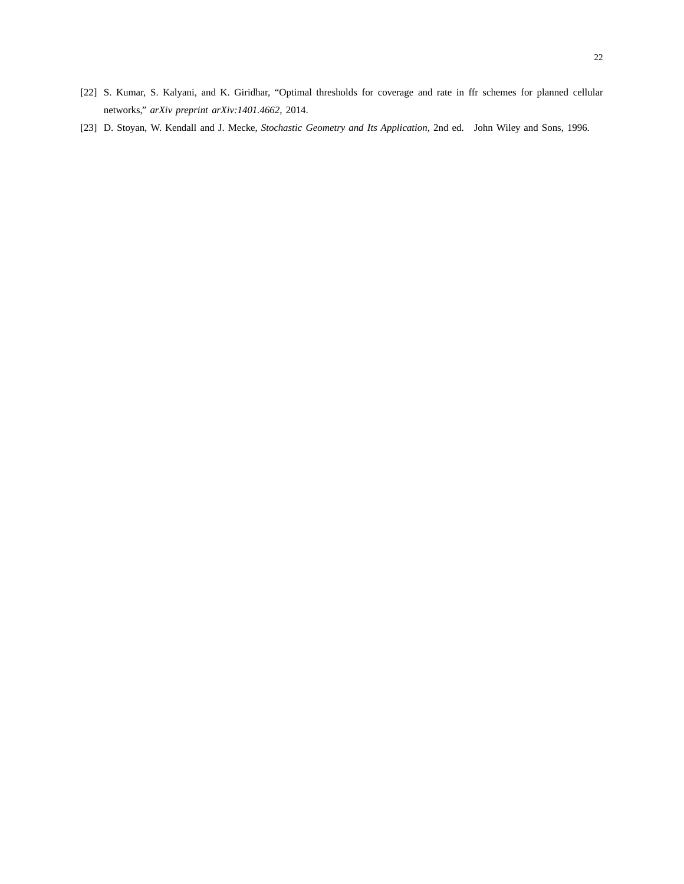[22] S. Kumar, S. Kalyani, and K. Giridhar, “Optimal thresholds for coverage and rate in ffr schemes for planned cellular networks,” *arXiv preprint arXiv:1401.4662*, 2014.

[23] D. Stoyan, W. Kendall and J. Mecke, *Stochastic Geometry and Its Application*, 2nd ed. John Wiley and Sons, 1996.